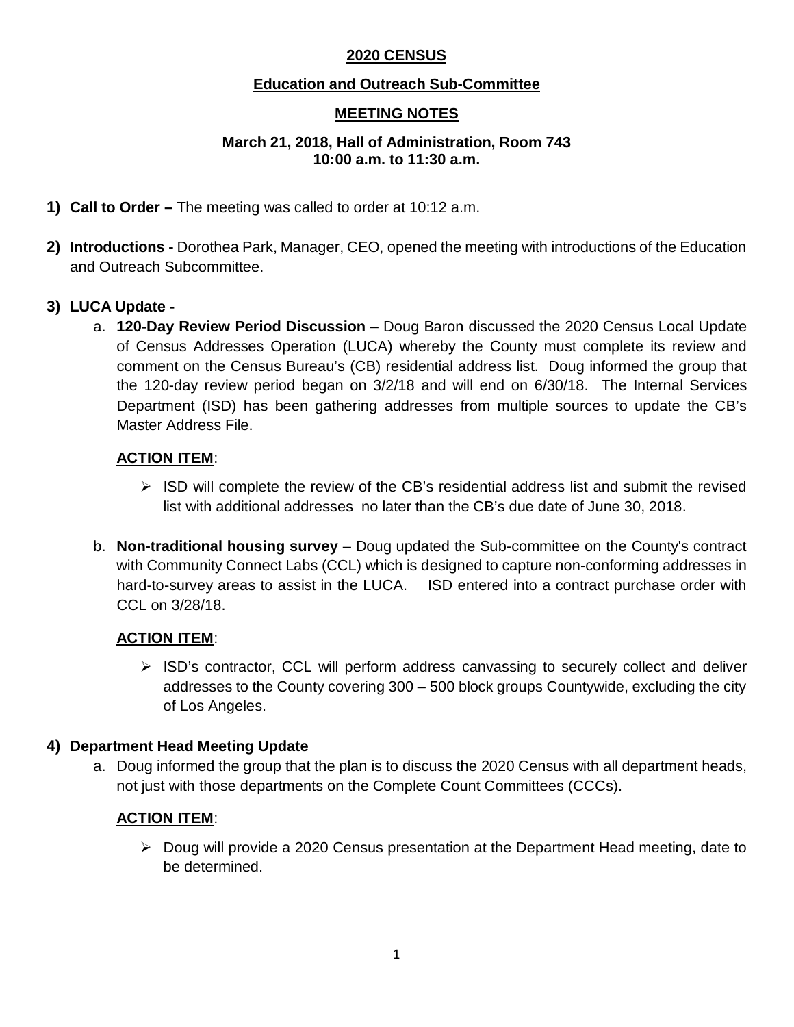# 2020 CENSUS

## Education and Outreach Sub-Committee

## MEETING NOTES

**March 21, 2018, Hall of Administration, Room 743**
**10:00 a.m. to 11:30 a.m.**

1) **Call to Order –** The meeting was called to order at 10:12 a.m.

2) **Introductions -** Dorothea Park, Manager, CEO, opened the meeting with introductions of the Education and Outreach Subcommittee.

3) **LUCA Update -**

   a. **120-Day Review Period Discussion** – Doug Baron discussed the 2020 Census Local Update of Census Addresses Operation (LUCA) whereby the County must complete its review and comment on the Census Bureau's (CB) residential address list. Doug informed the group that the 120-day review period began on 3/2/18 and will end on 6/30/18. The Internal Services Department (ISD) has been gathering addresses from multiple sources to update the CB's Master Address File.

   **ACTION ITEM**:

   - ISD will complete the review of the CB's residential address list and submit the revised list with additional addresses no later than the CB's due date of June 30, 2018.

   b. **Non-traditional housing survey** – Doug updated the Sub-committee on the County's contract with Community Connect Labs (CCL) which is designed to capture non-conforming addresses in hard-to-survey areas to assist in the LUCA. ISD entered into a contract purchase order with CCL on 3/28/18.

   **ACTION ITEM**:

   - ISD's contractor, CCL will perform address canvassing to securely collect and deliver addresses to the County covering 300 – 500 block groups Countywide, excluding the city of Los Angeles.

4) **Department Head Meeting Update**

   a. Doug informed the group that the plan is to discuss the 2020 Census with all department heads, not just with those departments on the Complete Count Committees (CCCs).

   **ACTION ITEM**:

   - Doug will provide a 2020 Census presentation at the Department Head meeting, date to be determined.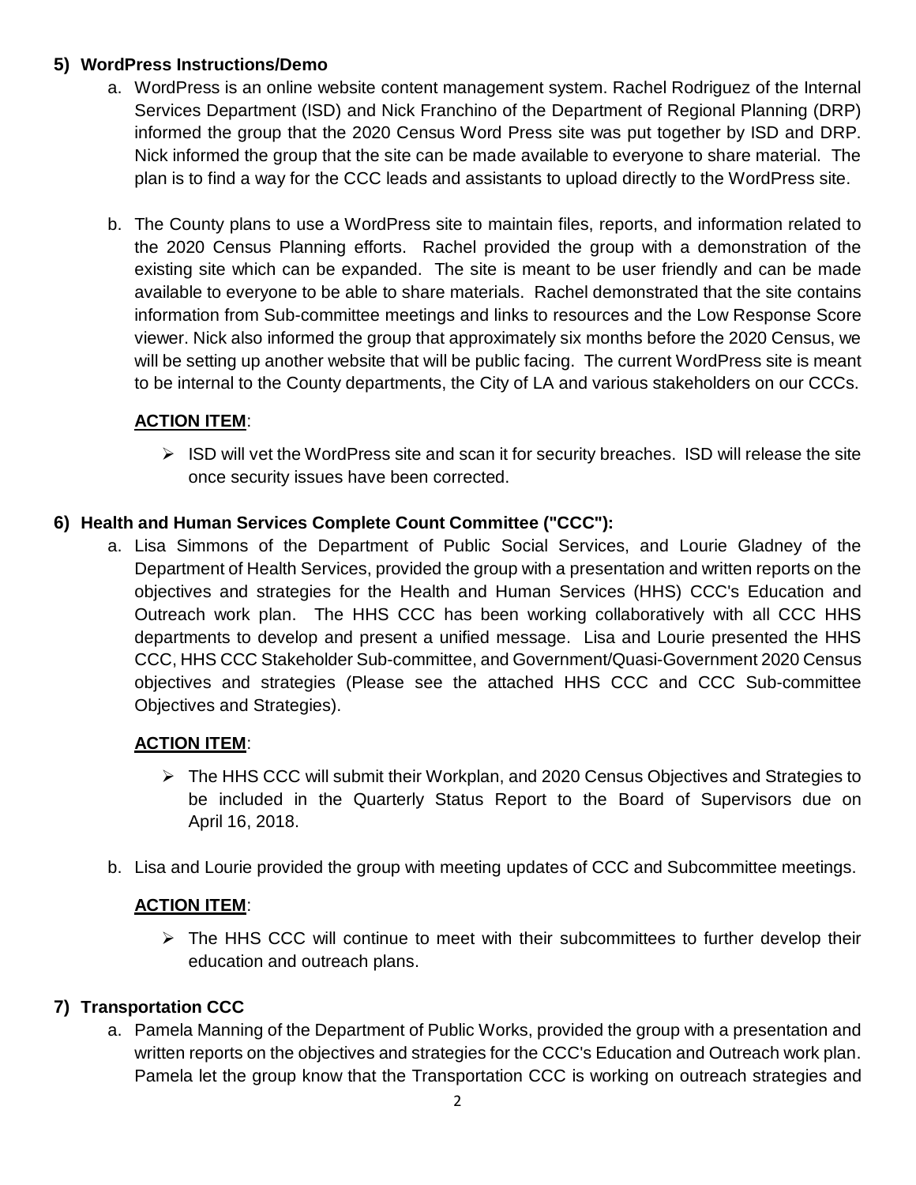## 5) WordPress Instructions/Demo

a. WordPress is an online website content management system. Rachel Rodriguez of the Internal Services Department (ISD) and Nick Franchino of the Department of Regional Planning (DRP) informed the group that the 2020 Census Word Press site was put together by ISD and DRP. Nick informed the group that the site can be made available to everyone to share material. The plan is to find a way for the CCC leads and assistants to upload directly to the WordPress site.

b. The County plans to use a WordPress site to maintain files, reports, and information related to the 2020 Census Planning efforts. Rachel provided the group with a demonstration of the existing site which can be expanded. The site is meant to be user friendly and can be made available to everyone to be able to share materials. Rachel demonstrated that the site contains information from Sub-committee meetings and links to resources and the Low Response Score viewer. Nick also informed the group that approximately six months before the 2020 Census, we will be setting up another website that will be public facing. The current WordPress site is meant to be internal to the County departments, the City of LA and various stakeholders on our CCCs.

**ACTION ITEM**:

- ISD will vet the WordPress site and scan it for security breaches. ISD will release the site once security issues have been corrected.

## 6) Health and Human Services Complete Count Committee ("CCC"):

a. Lisa Simmons of the Department of Public Social Services, and Lourie Gladney of the Department of Health Services, provided the group with a presentation and written reports on the objectives and strategies for the Health and Human Services (HHS) CCC's Education and Outreach work plan. The HHS CCC has been working collaboratively with all CCC HHS departments to develop and present a unified message. Lisa and Lourie presented the HHS CCC, HHS CCC Stakeholder Sub-committee, and Government/Quasi-Government 2020 Census objectives and strategies (Please see the attached HHS CCC and CCC Sub-committee Objectives and Strategies).

**ACTION ITEM**:

- The HHS CCC will submit their Workplan, and 2020 Census Objectives and Strategies to be included in the Quarterly Status Report to the Board of Supervisors due on April 16, 2018.

b. Lisa and Lourie provided the group with meeting updates of CCC and Subcommittee meetings.

**ACTION ITEM**:

- The HHS CCC will continue to meet with their subcommittees to further develop their education and outreach plans.

## 7) Transportation CCC

a. Pamela Manning of the Department of Public Works, provided the group with a presentation and written reports on the objectives and strategies for the CCC's Education and Outreach work plan. Pamela let the group know that the Transportation CCC is working on outreach strategies and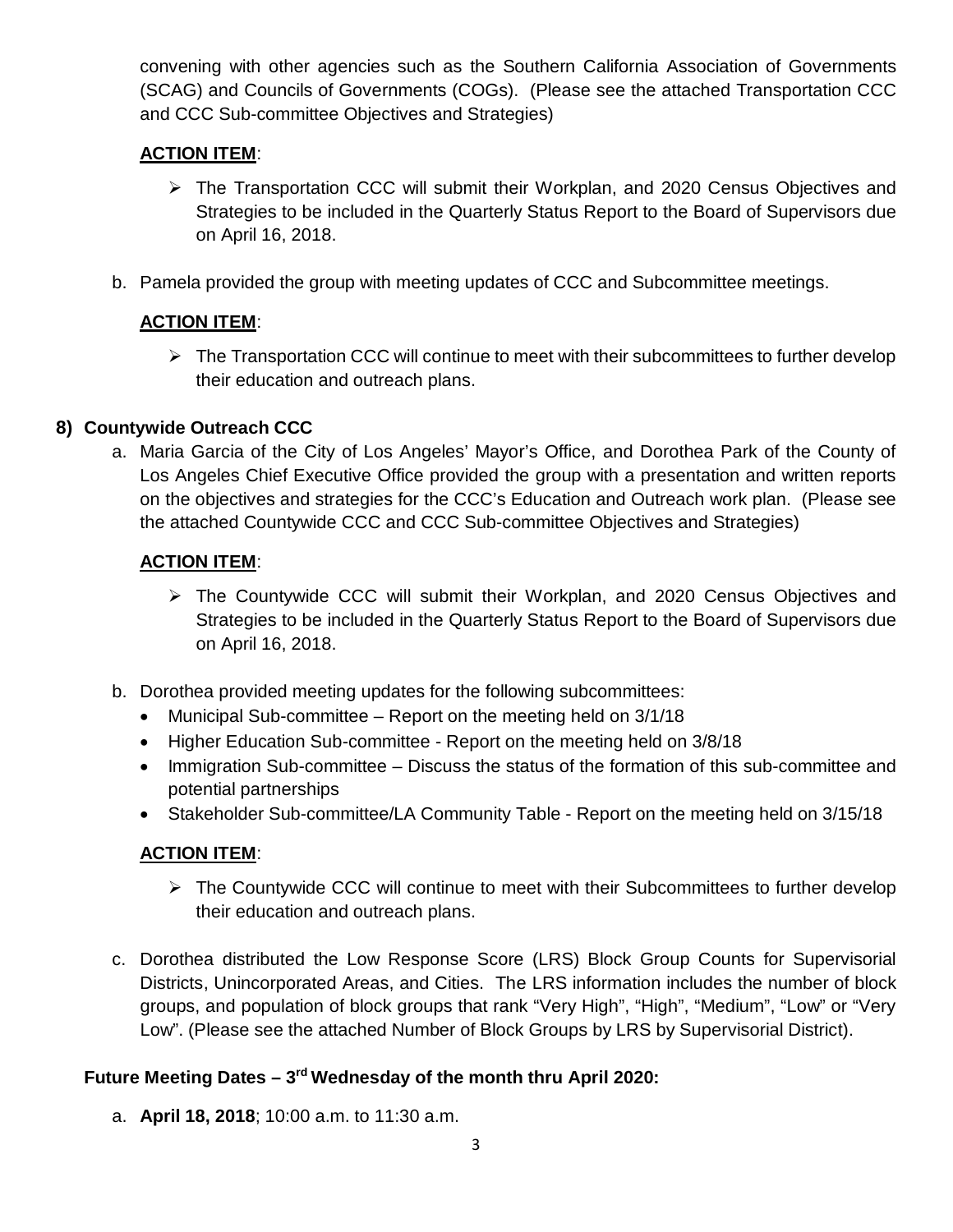convening with other agencies such as the Southern California Association of Governments (SCAG) and Councils of Governments (COGs). (Please see the attached Transportation CCC and CCC Sub-committee Objectives and Strategies)

**ACTION ITEM**:

- The Transportation CCC will submit their Workplan, and 2020 Census Objectives and Strategies to be included in the Quarterly Status Report to the Board of Supervisors due on April 16, 2018.

b. Pamela provided the group with meeting updates of CCC and Subcommittee meetings.

**ACTION ITEM**:

- The Transportation CCC will continue to meet with their subcommittees to further develop their education and outreach plans.

**8) Countywide Outreach CCC**

a. Maria Garcia of the City of Los Angeles' Mayor's Office, and Dorothea Park of the County of Los Angeles Chief Executive Office provided the group with a presentation and written reports on the objectives and strategies for the CCC's Education and Outreach work plan. (Please see the attached Countywide CCC and CCC Sub-committee Objectives and Strategies)

**ACTION ITEM**:

- The Countywide CCC will submit their Workplan, and 2020 Census Objectives and Strategies to be included in the Quarterly Status Report to the Board of Supervisors due on April 16, 2018.

b. Dorothea provided meeting updates for the following subcommittees:
   - Municipal Sub-committee – Report on the meeting held on 3/1/18
   - Higher Education Sub-committee - Report on the meeting held on 3/8/18
   - Immigration Sub-committee – Discuss the status of the formation of this sub-committee and potential partnerships
   - Stakeholder Sub-committee/LA Community Table - Report on the meeting held on 3/15/18

**ACTION ITEM**:

- The Countywide CCC will continue to meet with their Subcommittees to further develop their education and outreach plans.

c. Dorothea distributed the Low Response Score (LRS) Block Group Counts for Supervisorial Districts, Unincorporated Areas, and Cities. The LRS information includes the number of block groups, and population of block groups that rank "Very High", "High", "Medium", "Low" or "Very Low". (Please see the attached Number of Block Groups by LRS by Supervisorial District).

**Future Meeting Dates – 3rd Wednesday of the month thru April 2020:**

a. **April 18, 2018**; 10:00 a.m. to 11:30 a.m.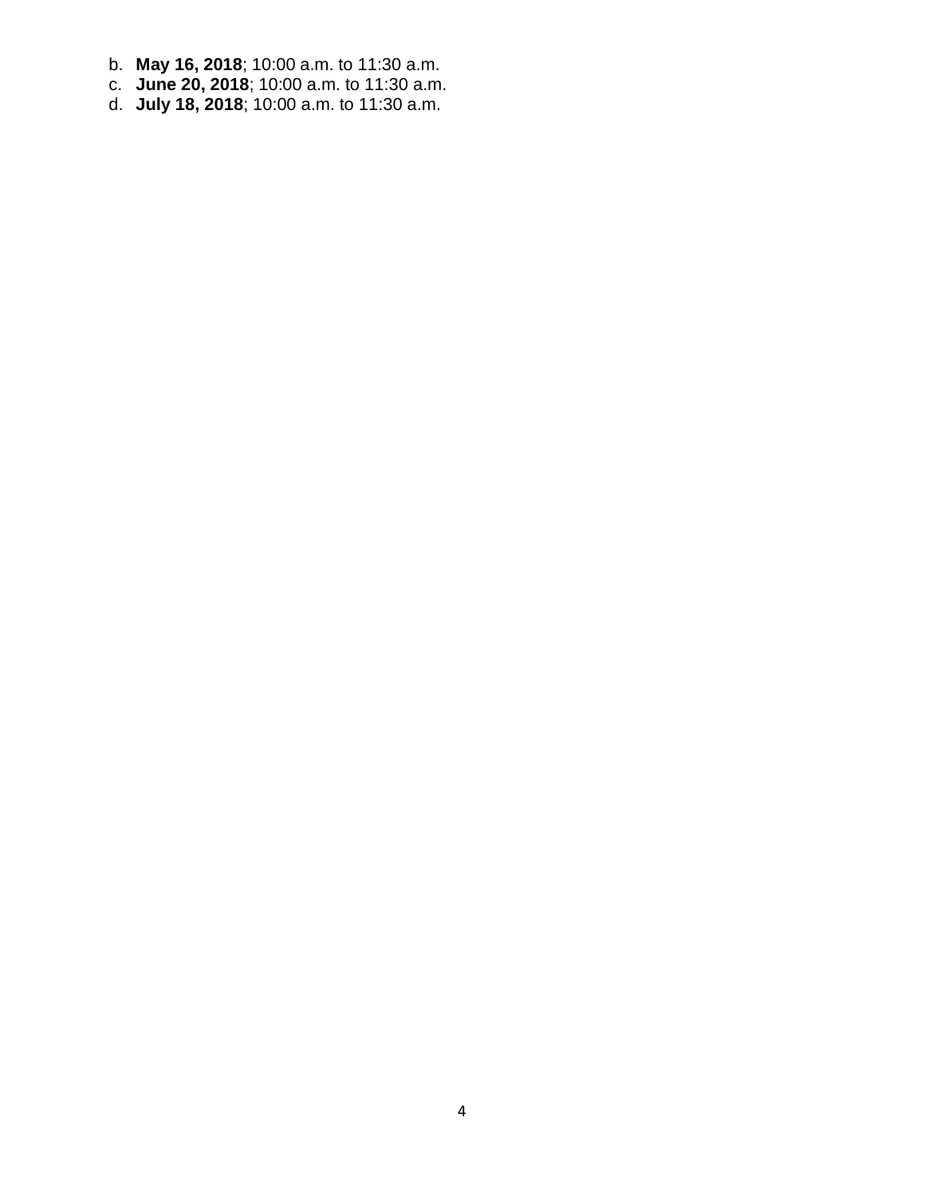b. **May 16, 2018**; 10:00 a.m. to 11:30 a.m.
c. **June 20, 2018**; 10:00 a.m. to 11:30 a.m.
d. **July 18, 2018**; 10:00 a.m. to 11:30 a.m.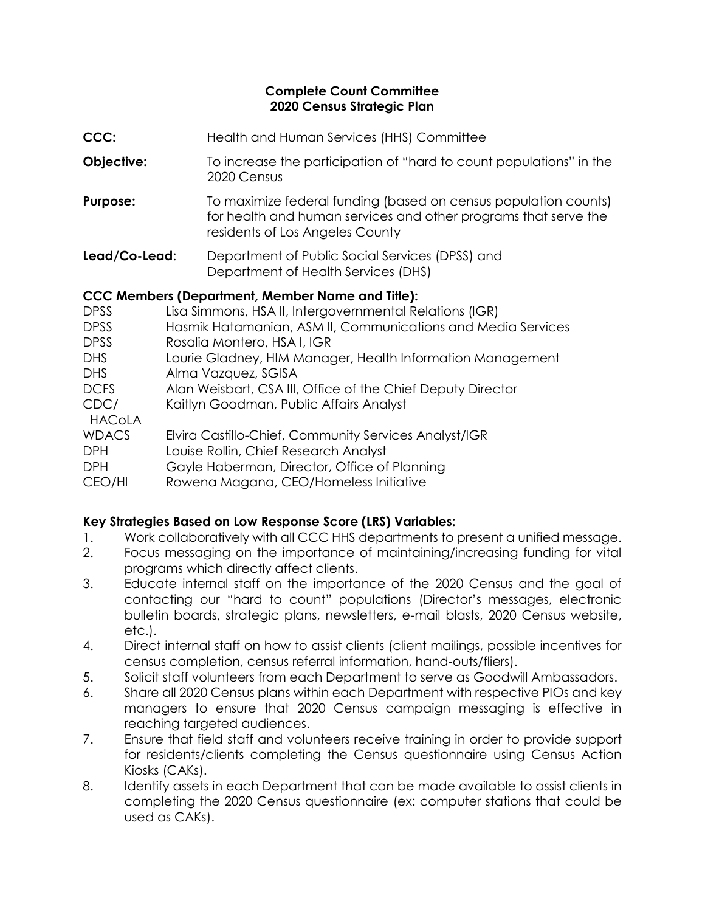**Complete Count Committee**
**2020 Census Strategic Plan**

**CCC:** Health and Human Services (HHS) Committee

**Objective:** To increase the participation of "hard to count populations" in the 2020 Census

**Purpose:** To maximize federal funding (based on census population counts) for health and human services and other programs that serve the residents of Los Angeles County

**Lead/Co-Lead**: Department of Public Social Services (DPSS) and Department of Health Services (DHS)

**CCC Members (Department, Member Name and Title):**

| | |
|---|---|
| DPSS | Lisa Simmons, HSA II, Intergovernmental Relations (IGR) |
| DPSS | Hasmik Hatamanian, ASM II, Communications and Media Services |
| DPSS | Rosalia Montero, HSA I, IGR |
| DHS | Lourie Gladney, HIM Manager, Health Information Management |
| DHS | Alma Vazquez, SGISA |
| DCFS | Alan Weisbart, CSA III, Office of the Chief Deputy Director |
| CDC/ HACoLA | Kaitlyn Goodman, Public Affairs Analyst |
| WDACS | Elvira Castillo-Chief, Community Services Analyst/IGR |
| DPH | Louise Rollin, Chief Research Analyst |
| DPH | Gayle Haberman, Director, Office of Planning |
| CEO/HI | Rowena Magana, CEO/Homeless Initiative |

**Key Strategies Based on Low Response Score (LRS) Variables:**

1. Work collaboratively with all CCC HHS departments to present a unified message.
2. Focus messaging on the importance of maintaining/increasing funding for vital programs which directly affect clients.
3. Educate internal staff on the importance of the 2020 Census and the goal of contacting our "hard to count" populations (Director's messages, electronic bulletin boards, strategic plans, newsletters, e-mail blasts, 2020 Census website, etc.).
4. Direct internal staff on how to assist clients (client mailings, possible incentives for census completion, census referral information, hand-outs/fliers).
5. Solicit staff volunteers from each Department to serve as Goodwill Ambassadors.
6. Share all 2020 Census plans within each Department with respective PIOs and key managers to ensure that 2020 Census campaign messaging is effective in reaching targeted audiences.
7. Ensure that field staff and volunteers receive training in order to provide support for residents/clients completing the Census questionnaire using Census Action Kiosks (CAKs).
8. Identify assets in each Department that can be made available to assist clients in completing the 2020 Census questionnaire (ex: computer stations that could be used as CAKs).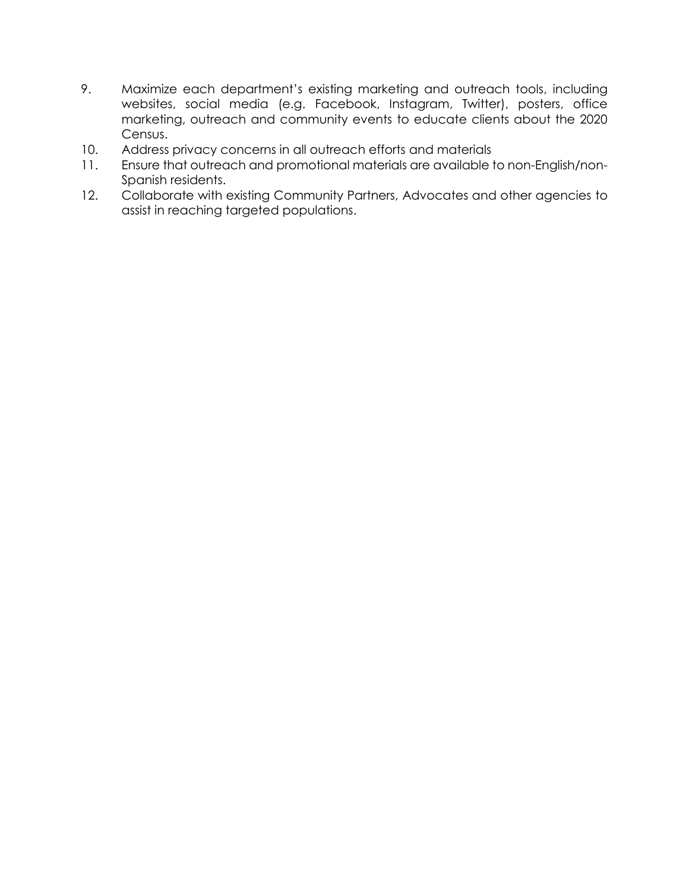9. Maximize each department's existing marketing and outreach tools, including websites, social media (e.g. Facebook, Instagram, Twitter), posters, office marketing, outreach and community events to educate clients about the 2020 Census.
10. Address privacy concerns in all outreach efforts and materials
11. Ensure that outreach and promotional materials are available to non-English/non-Spanish residents.
12. Collaborate with existing Community Partners, Advocates and other agencies to assist in reaching targeted populations.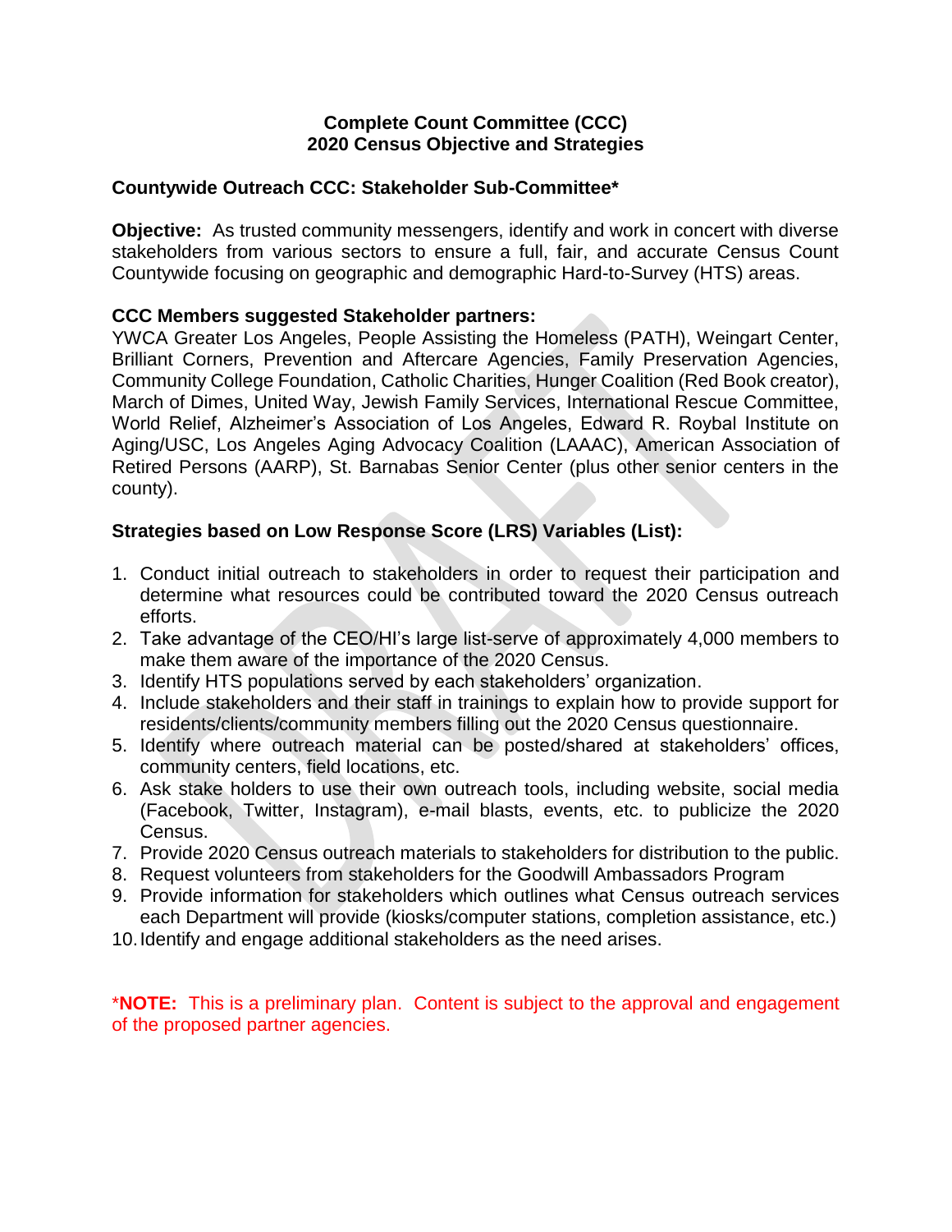**Complete Count Committee (CCC)**
**2020 Census Objective and Strategies**

**Countywide Outreach CCC: Stakeholder Sub-Committee***

**Objective:** As trusted community messengers, identify and work in concert with diverse stakeholders from various sectors to ensure a full, fair, and accurate Census Count Countywide focusing on geographic and demographic Hard-to-Survey (HTS) areas.

**CCC Members suggested Stakeholder partners:**
YWCA Greater Los Angeles, People Assisting the Homeless (PATH), Weingart Center, Brilliant Corners, Prevention and Aftercare Agencies, Family Preservation Agencies, Community College Foundation, Catholic Charities, Hunger Coalition (Red Book creator), March of Dimes, United Way, Jewish Family Services, International Rescue Committee, World Relief, Alzheimer's Association of Los Angeles, Edward R. Roybal Institute on Aging/USC, Los Angeles Aging Advocacy Coalition (LAAAC), American Association of Retired Persons (AARP), St. Barnabas Senior Center (plus other senior centers in the county).

**Strategies based on Low Response Score (LRS) Variables (List):**

1. Conduct initial outreach to stakeholders in order to request their participation and determine what resources could be contributed toward the 2020 Census outreach efforts.
2. Take advantage of the CEO/HI's large list-serve of approximately 4,000 members to make them aware of the importance of the 2020 Census.
3. Identify HTS populations served by each stakeholders' organization.
4. Include stakeholders and their staff in trainings to explain how to provide support for residents/clients/community members filling out the 2020 Census questionnaire.
5. Identify where outreach material can be posted/shared at stakeholders' offices, community centers, field locations, etc.
6. Ask stake holders to use their own outreach tools, including website, social media (Facebook, Twitter, Instagram), e-mail blasts, events, etc. to publicize the 2020 Census.
7. Provide 2020 Census outreach materials to stakeholders for distribution to the public.
8. Request volunteers from stakeholders for the Goodwill Ambassadors Program
9. Provide information for stakeholders which outlines what Census outreach services each Department will provide (kiosks/computer stations, completion assistance, etc.)
10. Identify and engage additional stakeholders as the need arises.

***NOTE:** This is a preliminary plan. Content is subject to the approval and engagement of the proposed partner agencies.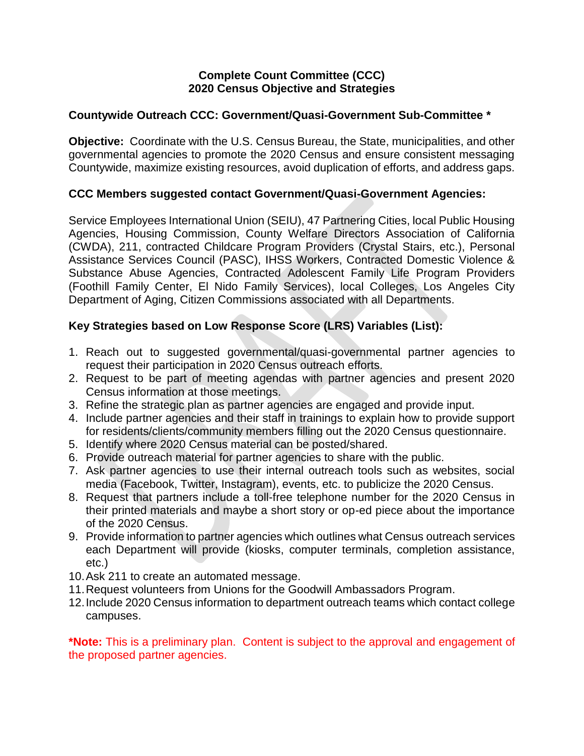**Complete Count Committee (CCC)**
**2020 Census Objective and Strategies**

**Countywide Outreach CCC: Government/Quasi-Government Sub-Committee ***

**Objective:** Coordinate with the U.S. Census Bureau, the State, municipalities, and other governmental agencies to promote the 2020 Census and ensure consistent messaging Countywide, maximize existing resources, avoid duplication of efforts, and address gaps.

**CCC Members suggested contact Government/Quasi-Government Agencies:**

Service Employees International Union (SEIU), 47 Partnering Cities, local Public Housing Agencies, Housing Commission, County Welfare Directors Association of California (CWDA), 211, contracted Childcare Program Providers (Crystal Stairs, etc.), Personal Assistance Services Council (PASC), IHSS Workers, Contracted Domestic Violence & Substance Abuse Agencies, Contracted Adolescent Family Life Program Providers (Foothill Family Center, El Nido Family Services), local Colleges, Los Angeles City Department of Aging, Citizen Commissions associated with all Departments.

**Key Strategies based on Low Response Score (LRS) Variables (List):**

1. Reach out to suggested governmental/quasi-governmental partner agencies to request their participation in 2020 Census outreach efforts.
2. Request to be part of meeting agendas with partner agencies and present 2020 Census information at those meetings.
3. Refine the strategic plan as partner agencies are engaged and provide input.
4. Include partner agencies and their staff in trainings to explain how to provide support for residents/clients/community members filling out the 2020 Census questionnaire.
5. Identify where 2020 Census material can be posted/shared.
6. Provide outreach material for partner agencies to share with the public.
7. Ask partner agencies to use their internal outreach tools such as websites, social media (Facebook, Twitter, Instagram), events, etc. to publicize the 2020 Census.
8. Request that partners include a toll-free telephone number for the 2020 Census in their printed materials and maybe a short story or op-ed piece about the importance of the 2020 Census.
9. Provide information to partner agencies which outlines what Census outreach services each Department will provide (kiosks, computer terminals, completion assistance, etc.)
10. Ask 211 to create an automated message.
11. Request volunteers from Unions for the Goodwill Ambassadors Program.
12. Include 2020 Census information to department outreach teams which contact college campuses.

***Note:** This is a preliminary plan. Content is subject to the approval and engagement of the proposed partner agencies.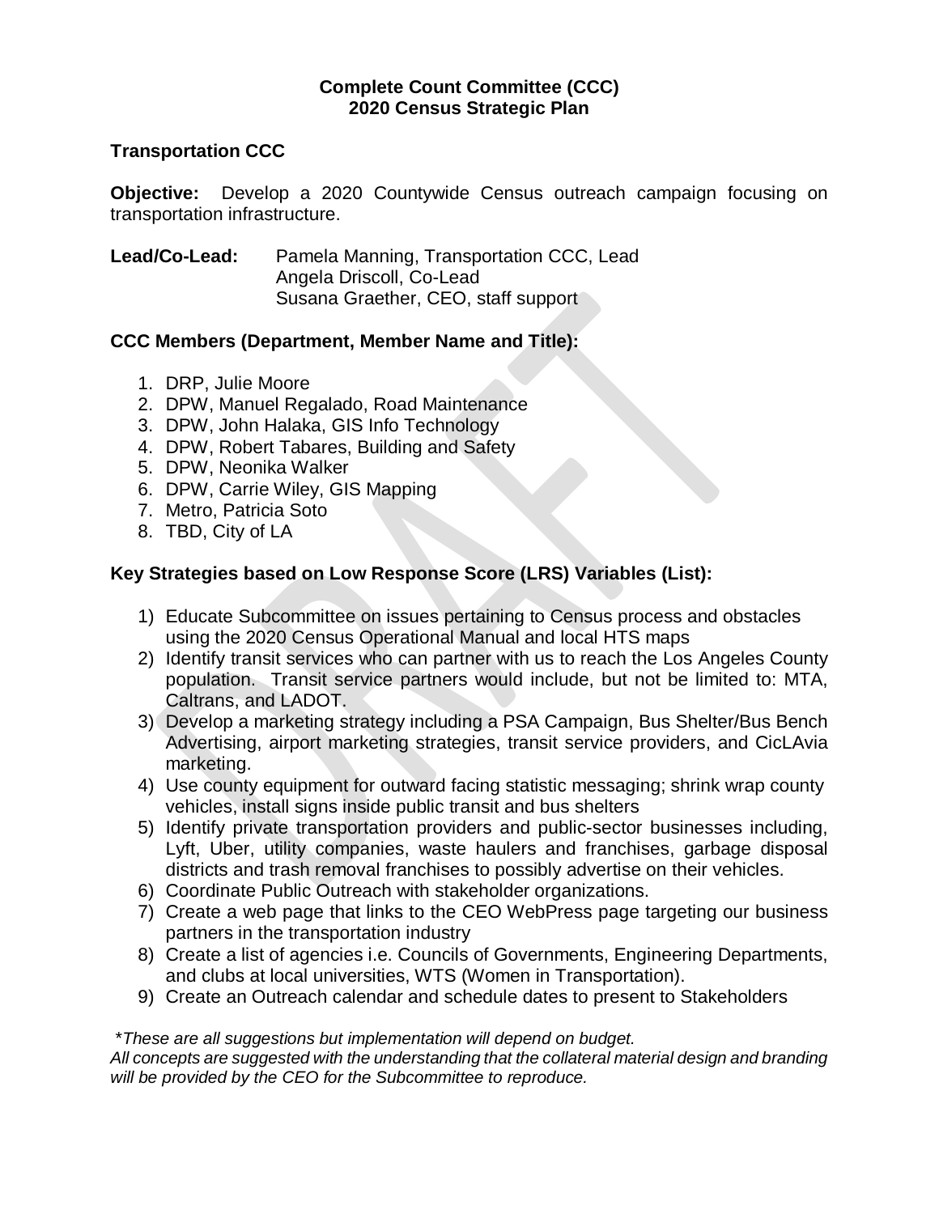**Complete Count Committee (CCC)**
**2020 Census Strategic Plan**

## Transportation CCC

**Objective:** Develop a 2020 Countywide Census outreach campaign focusing on transportation infrastructure.

**Lead/Co-Lead:** Pamela Manning, Transportation CCC, Lead
Angela Driscoll, Co-Lead
Susana Graether, CEO, staff support

**CCC Members (Department, Member Name and Title):**

1. DRP, Julie Moore
2. DPW, Manuel Regalado, Road Maintenance
3. DPW, John Halaka, GIS Info Technology
4. DPW, Robert Tabares, Building and Safety
5. DPW, Neonika Walker
6. DPW, Carrie Wiley, GIS Mapping
7. Metro, Patricia Soto
8. TBD, City of LA

**Key Strategies based on Low Response Score (LRS) Variables (List):**

1) Educate Subcommittee on issues pertaining to Census process and obstacles using the 2020 Census Operational Manual and local HTS maps
2) Identify transit services who can partner with us to reach the Los Angeles County population. Transit service partners would include, but not be limited to: MTA, Caltrans, and LADOT.
3) Develop a marketing strategy including a PSA Campaign, Bus Shelter/Bus Bench Advertising, airport marketing strategies, transit service providers, and CicLAvia marketing.
4) Use county equipment for outward facing statistic messaging; shrink wrap county vehicles, install signs inside public transit and bus shelters
5) Identify private transportation providers and public-sector businesses including, Lyft, Uber, utility companies, waste haulers and franchises, garbage disposal districts and trash removal franchises to possibly advertise on their vehicles.
6) Coordinate Public Outreach with stakeholder organizations.
7) Create a web page that links to the CEO WebPress page targeting our business partners in the transportation industry
8) Create a list of agencies i.e. Councils of Governments, Engineering Departments, and clubs at local universities, WTS (Women in Transportation).
9) Create an Outreach calendar and schedule dates to present to Stakeholders

*\*These are all suggestions but implementation will depend on budget.*
*All concepts are suggested with the understanding that the collateral material design and branding will be provided by the CEO for the Subcommittee to reproduce.*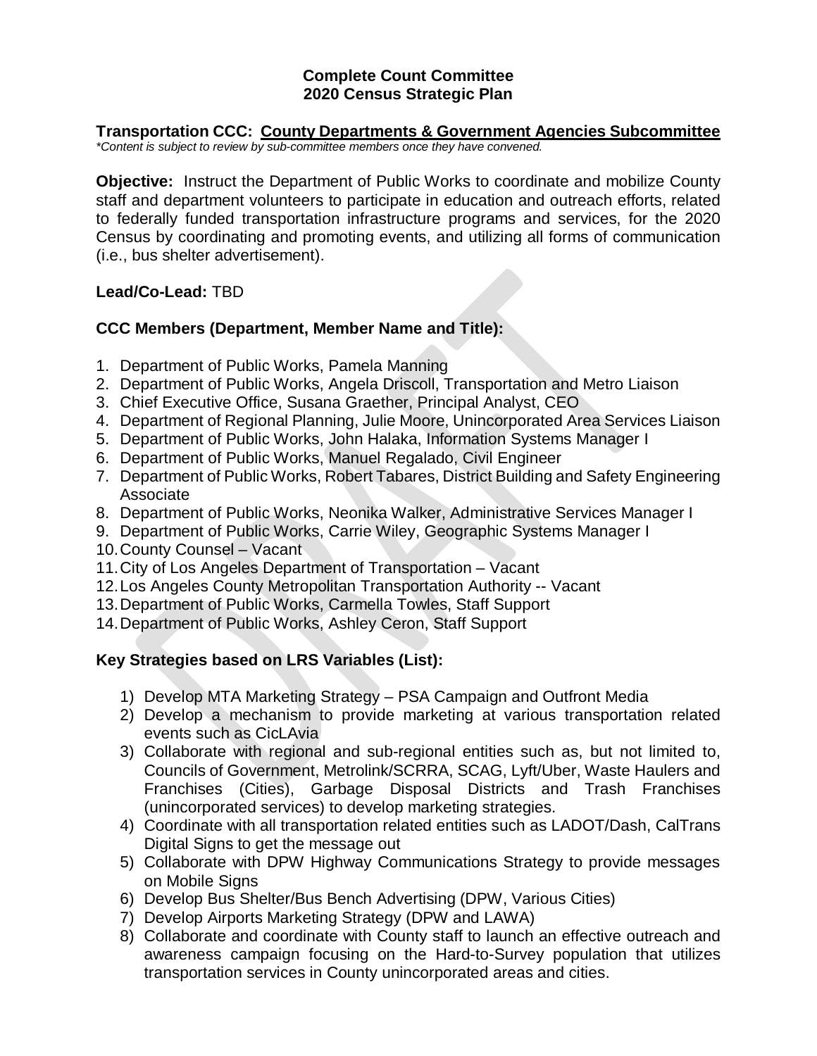# Complete Count Committee
# 2020 Census Strategic Plan

**Transportation CCC: County Departments & Government Agencies Subcommittee**
*\*Content is subject to review by sub-committee members once they have convened.*

**Objective:** Instruct the Department of Public Works to coordinate and mobilize County staff and department volunteers to participate in education and outreach efforts, related to federally funded transportation infrastructure programs and services, for the 2020 Census by coordinating and promoting events, and utilizing all forms of communication (i.e., bus shelter advertisement).

**Lead/Co-Lead:** TBD

**CCC Members (Department, Member Name and Title):**

1. Department of Public Works, Pamela Manning
2. Department of Public Works, Angela Driscoll, Transportation and Metro Liaison
3. Chief Executive Office, Susana Graether, Principal Analyst, CEO
4. Department of Regional Planning, Julie Moore, Unincorporated Area Services Liaison
5. Department of Public Works, John Halaka, Information Systems Manager I
6. Department of Public Works, Manuel Regalado, Civil Engineer
7. Department of Public Works, Robert Tabares, District Building and Safety Engineering Associate
8. Department of Public Works, Neonika Walker, Administrative Services Manager I
9. Department of Public Works, Carrie Wiley, Geographic Systems Manager I
10. County Counsel – Vacant
11. City of Los Angeles Department of Transportation – Vacant
12. Los Angeles County Metropolitan Transportation Authority -- Vacant
13. Department of Public Works, Carmella Towles, Staff Support
14. Department of Public Works, Ashley Ceron, Staff Support

**Key Strategies based on LRS Variables (List):**

1) Develop MTA Marketing Strategy – PSA Campaign and Outfront Media
2) Develop a mechanism to provide marketing at various transportation related events such as CicLAvia
3) Collaborate with regional and sub-regional entities such as, but not limited to, Councils of Government, Metrolink/SCRRA, SCAG, Lyft/Uber, Waste Haulers and Franchises (Cities), Garbage Disposal Districts and Trash Franchises (unincorporated services) to develop marketing strategies.
4) Coordinate with all transportation related entities such as LADOT/Dash, CalTrans Digital Signs to get the message out
5) Collaborate with DPW Highway Communications Strategy to provide messages on Mobile Signs
6) Develop Bus Shelter/Bus Bench Advertising (DPW, Various Cities)
7) Develop Airports Marketing Strategy (DPW and LAWA)
8) Collaborate and coordinate with County staff to launch an effective outreach and awareness campaign focusing on the Hard-to-Survey population that utilizes transportation services in County unincorporated areas and cities.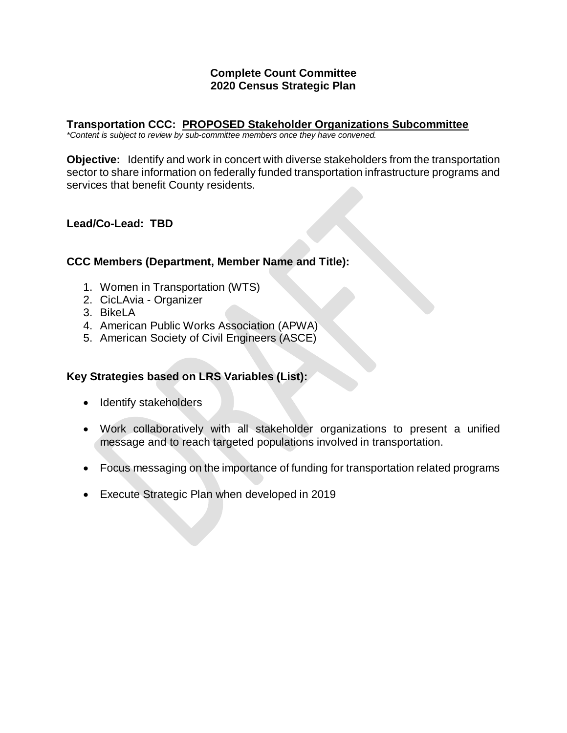**Complete Count Committee**
**2020 Census Strategic Plan**

**Transportation CCC: PROPOSED Stakeholder Organizations Subcommittee**
*\*Content is subject to review by sub-committee members once they have convened.*

**Objective:** Identify and work in concert with diverse stakeholders from the transportation sector to share information on federally funded transportation infrastructure programs and services that benefit County residents.

**Lead/Co-Lead: TBD**

**CCC Members (Department, Member Name and Title):**

1. Women in Transportation (WTS)
2. CicLAvia - Organizer
3. BikeLA
4. American Public Works Association (APWA)
5. American Society of Civil Engineers (ASCE)

**Key Strategies based on LRS Variables (List):**

- Identify stakeholders
- Work collaboratively with all stakeholder organizations to present a unified message and to reach targeted populations involved in transportation.
- Focus messaging on the importance of funding for transportation related programs
- Execute Strategic Plan when developed in 2019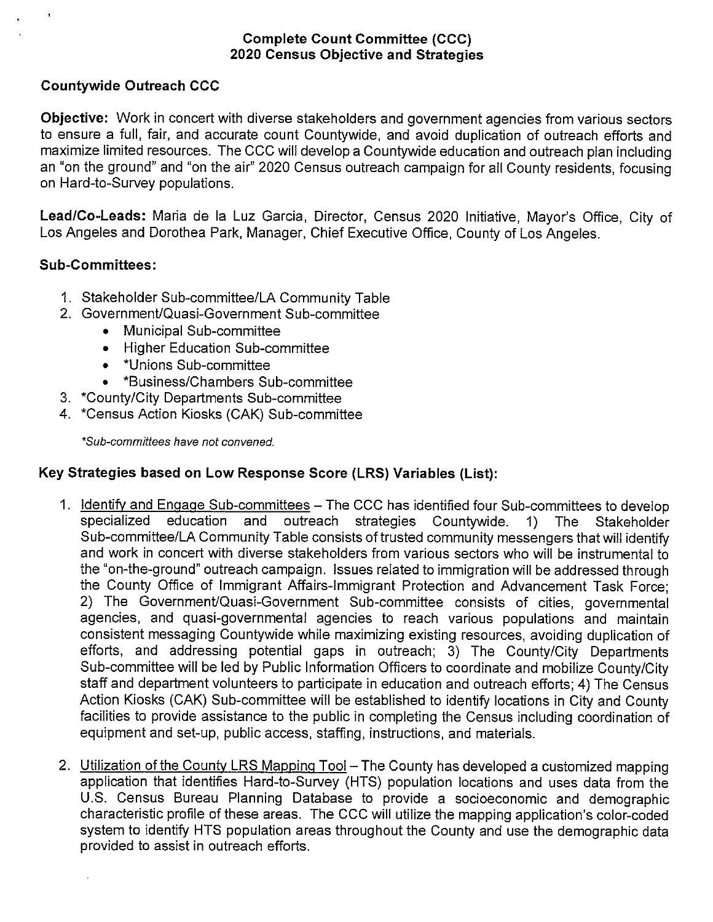# Complete Count Committee (CCC)
# 2020 Census Objective and Strategies

## Countywide Outreach CCC

**Objective:** Work in concert with diverse stakeholders and government agencies from various sectors to ensure a full, fair, and accurate count Countywide, and avoid duplication of outreach efforts and maximize limited resources. The CCC will develop a Countywide education and outreach plan including an "on the ground" and "on the air" 2020 Census outreach campaign for all County residents, focusing on Hard-to-Survey populations.

**Lead/Co-Leads:** Maria de la Luz Garcia, Director, Census 2020 Initiative, Mayor's Office, City of Los Angeles and Dorothea Park, Manager, Chief Executive Office, County of Los Angeles.

## Sub-Committees:

1. Stakeholder Sub-committee/LA Community Table
2. Government/Quasi-Government Sub-committee
   - Municipal Sub-committee
   - Higher Education Sub-committee
   - *Unions Sub-committee
   - *Business/Chambers Sub-committee
3. *County/City Departments Sub-committee
4. *Census Action Kiosks (CAK) Sub-committee

*\*Sub-committees have not convened.*

## Key Strategies based on Low Response Score (LRS) Variables (List):

1. Identify and Engage Sub-committees – The CCC has identified four Sub-committees to develop specialized education and outreach strategies Countywide. 1) The Stakeholder Sub-committee/LA Community Table consists of trusted community messengers that will identify and work in concert with diverse stakeholders from various sectors who will be instrumental to the "on-the-ground" outreach campaign. Issues related to immigration will be addressed through the County Office of Immigrant Affairs-Immigrant Protection and Advancement Task Force; 2) The Government/Quasi-Government Sub-committee consists of cities, governmental agencies, and quasi-governmental agencies to reach various populations and maintain consistent messaging Countywide while maximizing existing resources, avoiding duplication of efforts, and addressing potential gaps in outreach; 3) The County/City Departments Sub-committee will be led by Public Information Officers to coordinate and mobilize County/City staff and department volunteers to participate in education and outreach efforts; 4) The Census Action Kiosks (CAK) Sub-committee will be established to identify locations in City and County facilities to provide assistance to the public in completing the Census including coordination of equipment and set-up, public access, staffing, instructions, and materials.

2. Utilization of the County LRS Mapping Tool – The County has developed a customized mapping application that identifies Hard-to-Survey (HTS) population locations and uses data from the U.S. Census Bureau Planning Database to provide a socioeconomic and demographic characteristic profile of these areas. The CCC will utilize the mapping application's color-coded system to identify HTS population areas throughout the County and use the demographic data provided to assist in outreach efforts.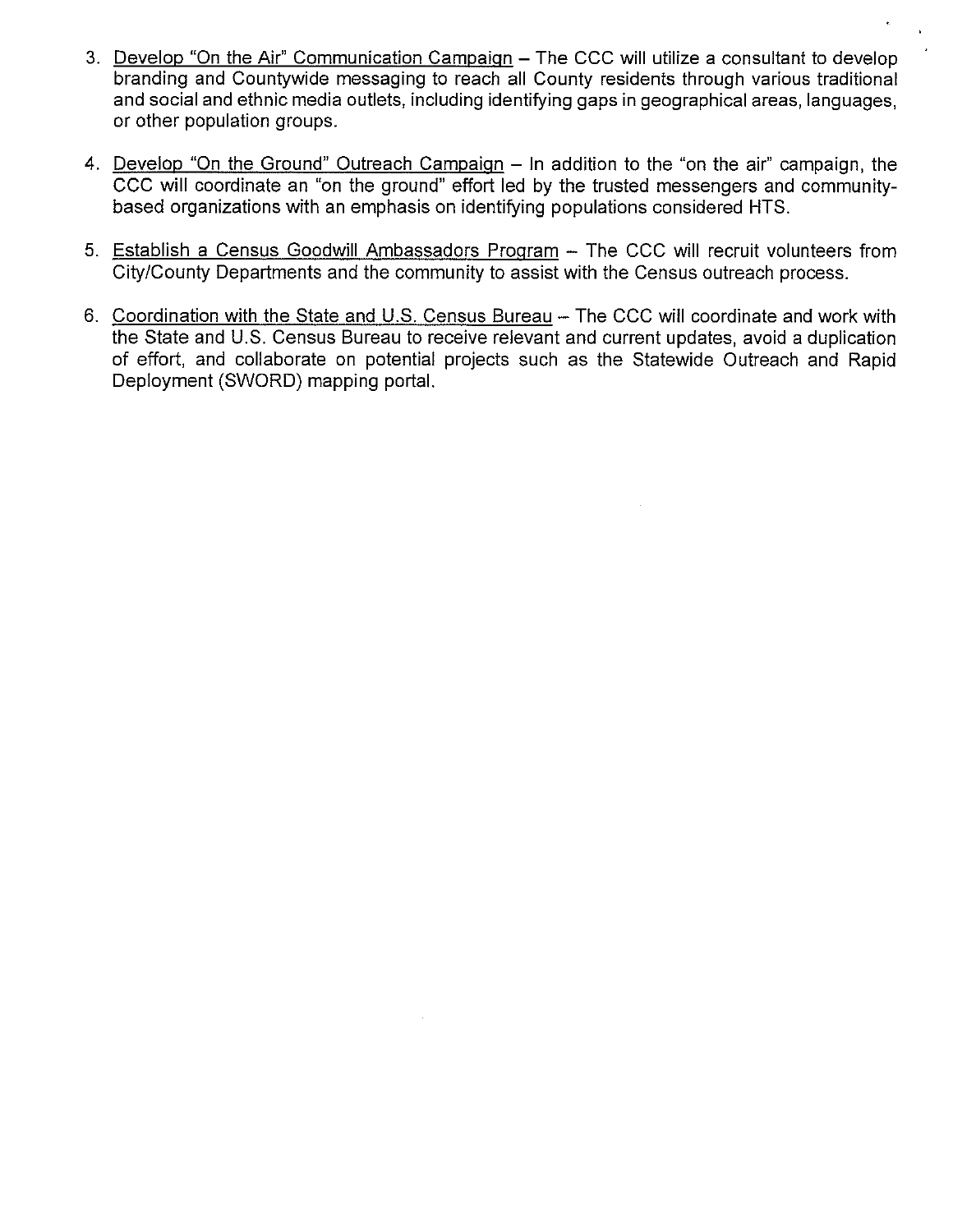3. Develop "On the Air" Communication Campaign – The CCC will utilize a consultant to develop branding and Countywide messaging to reach all County residents through various traditional and social and ethnic media outlets, including identifying gaps in geographical areas, languages, or other population groups.

4. Develop "On the Ground" Outreach Campaign – In addition to the "on the air" campaign, the CCC will coordinate an "on the ground" effort led by the trusted messengers and community-based organizations with an emphasis on identifying populations considered HTS.

5. Establish a Census Goodwill Ambassadors Program – The CCC will recruit volunteers from City/County Departments and the community to assist with the Census outreach process.

6. Coordination with the State and U.S. Census Bureau – The CCC will coordinate and work with the State and U.S. Census Bureau to receive relevant and current updates, avoid a duplication of effort, and collaborate on potential projects such as the Statewide Outreach and Rapid Deployment (SWORD) mapping portal.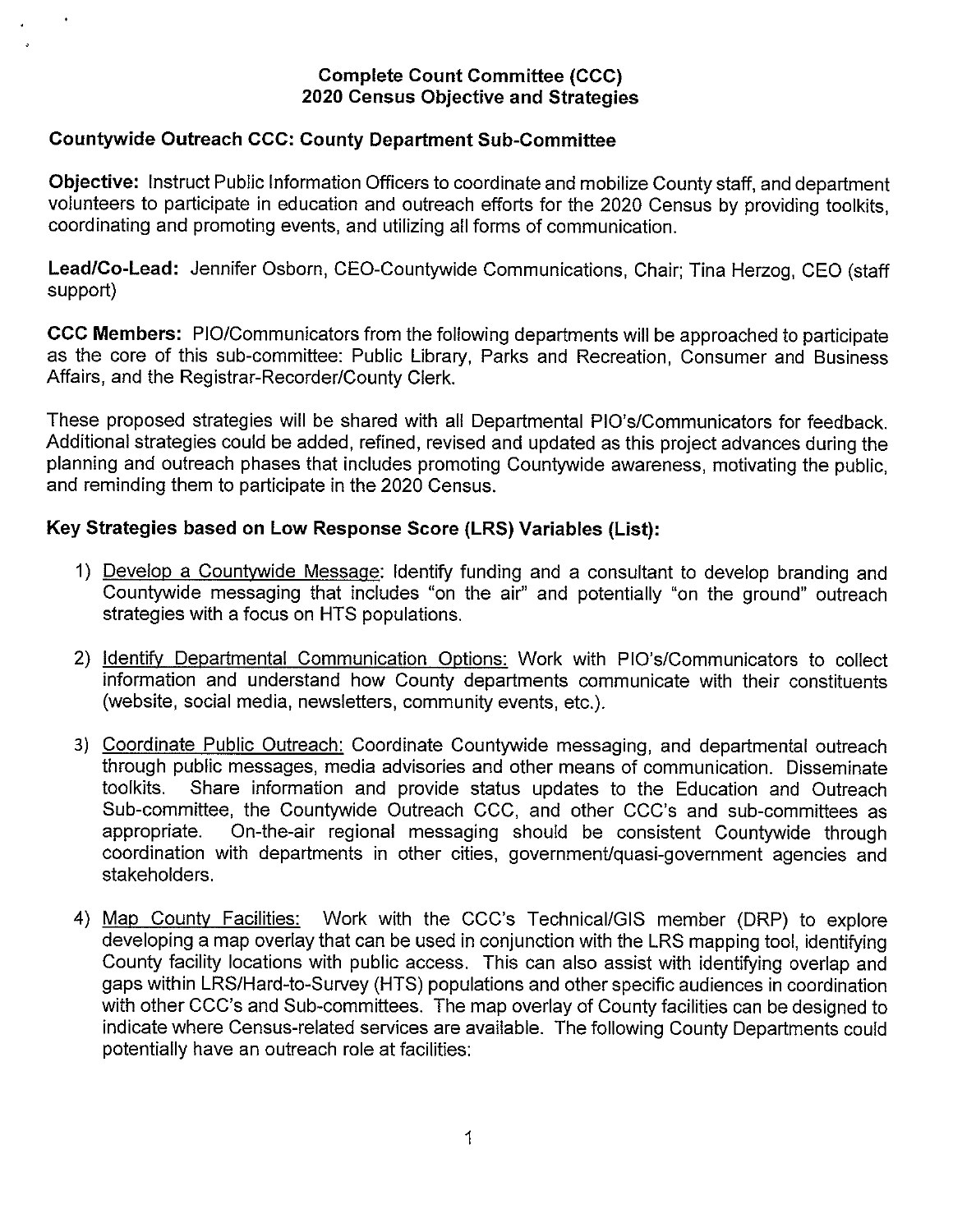**Complete Count Committee (CCC)**
**2020 Census Objective and Strategies**

**Countywide Outreach CCC: County Department Sub-Committee**

**Objective:** Instruct Public Information Officers to coordinate and mobilize County staff, and department volunteers to participate in education and outreach efforts for the 2020 Census by providing toolkits, coordinating and promoting events, and utilizing all forms of communication.

**Lead/Co-Lead:** Jennifer Osborn, CEO-Countywide Communications, Chair; Tina Herzog, CEO (staff support)

**CCC Members:** PIO/Communicators from the following departments will be approached to participate as the core of this sub-committee: Public Library, Parks and Recreation, Consumer and Business Affairs, and the Registrar-Recorder/County Clerk.

These proposed strategies will be shared with all Departmental PIO's/Communicators for feedback. Additional strategies could be added, refined, revised and updated as this project advances during the planning and outreach phases that includes promoting Countywide awareness, motivating the public, and reminding them to participate in the 2020 Census.

**Key Strategies based on Low Response Score (LRS) Variables (List):**

1) Develop a Countywide Message: Identify funding and a consultant to develop branding and Countywide messaging that includes "on the air" and potentially "on the ground" outreach strategies with a focus on HTS populations.

2) Identify Departmental Communication Options: Work with PIO's/Communicators to collect information and understand how County departments communicate with their constituents (website, social media, newsletters, community events, etc.).

3) Coordinate Public Outreach: Coordinate Countywide messaging, and departmental outreach through public messages, media advisories and other means of communication. Disseminate toolkits. Share information and provide status updates to the Education and Outreach Sub-committee, the Countywide Outreach CCC, and other CCC's and sub-committees as appropriate. On-the-air regional messaging should be consistent Countywide through coordination with departments in other cities, government/quasi-government agencies and stakeholders.

4) Map County Facilities: Work with the CCC's Technical/GIS member (DRP) to explore developing a map overlay that can be used in conjunction with the LRS mapping tool, identifying County facility locations with public access. This can also assist with identifying overlap and gaps within LRS/Hard-to-Survey (HTS) populations and other specific audiences in coordination with other CCC's and Sub-committees. The map overlay of County facilities can be designed to indicate where Census-related services are available. The following County Departments could potentially have an outreach role at facilities: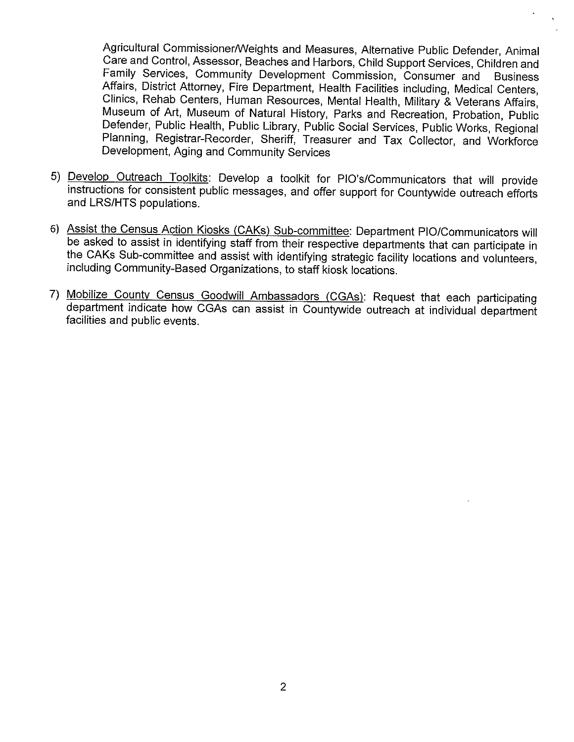Agricultural Commissioner/Weights and Measures, Alternative Public Defender, Animal Care and Control, Assessor, Beaches and Harbors, Child Support Services, Children and Family Services, Community Development Commission, Consumer and Business Affairs, District Attorney, Fire Department, Health Facilities including, Medical Centers, Clinics, Rehab Centers, Human Resources, Mental Health, Military & Veterans Affairs, Museum of Art, Museum of Natural History, Parks and Recreation, Probation, Public Defender, Public Health, Public Library, Public Social Services, Public Works, Regional Planning, Registrar-Recorder, Sheriff, Treasurer and Tax Collector, and Workforce Development, Aging and Community Services

5) <u>Develop Outreach Toolkits</u>: Develop a toolkit for PIO's/Communicators that will provide instructions for consistent public messages, and offer support for Countywide outreach efforts and LRS/HTS populations.

6) <u>Assist the Census Action Kiosks (CAKs) Sub-committee</u>: Department PIO/Communicators will be asked to assist in identifying staff from their respective departments that can participate in the CAKs Sub-committee and assist with identifying strategic facility locations and volunteers, including Community-Based Organizations, to staff kiosk locations.

7) <u>Mobilize County Census Goodwill Ambassadors (CGAs)</u>: Request that each participating department indicate how CGAs can assist in Countywide outreach at individual department facilities and public events.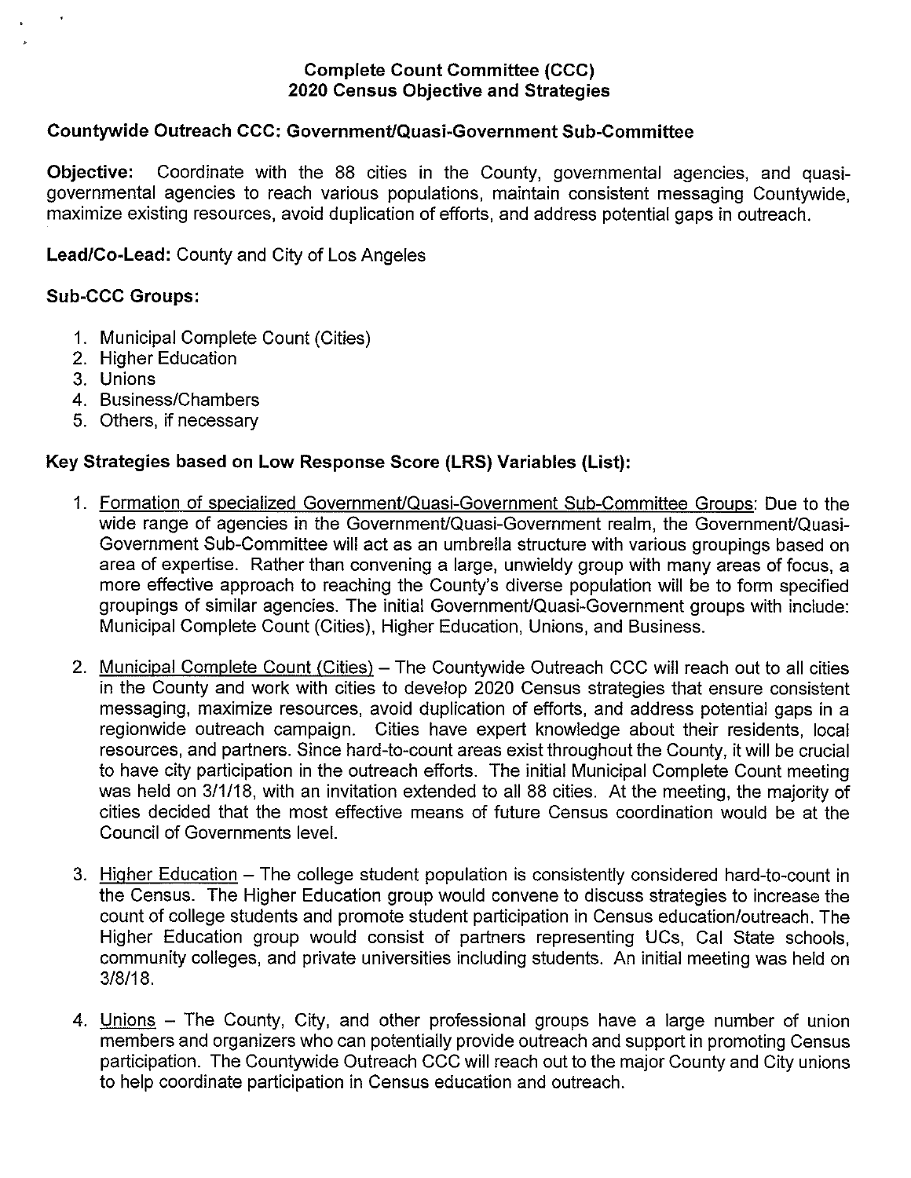## Complete Count Committee (CCC)
## 2020 Census Objective and Strategies

### Countywide Outreach CCC: Government/Quasi-Government Sub-Committee

**Objective:** Coordinate with the 88 cities in the County, governmental agencies, and quasi-governmental agencies to reach various populations, maintain consistent messaging Countywide, maximize existing resources, avoid duplication of efforts, and address potential gaps in outreach.

**Lead/Co-Lead:** County and City of Los Angeles

**Sub-CCC Groups:**

1. Municipal Complete Count (Cities)
2. Higher Education
3. Unions
4. Business/Chambers
5. Others, if necessary

**Key Strategies based on Low Response Score (LRS) Variables (List):**

1. Formation of specialized Government/Quasi-Government Sub-Committee Groups: Due to the wide range of agencies in the Government/Quasi-Government realm, the Government/Quasi-Government Sub-Committee will act as an umbrella structure with various groupings based on area of expertise. Rather than convening a large, unwieldy group with many areas of focus, a more effective approach to reaching the County's diverse population will be to form specified groupings of similar agencies. The initial Government/Quasi-Government groups with include: Municipal Complete Count (Cities), Higher Education, Unions, and Business.

2. Municipal Complete Count (Cities) – The Countywide Outreach CCC will reach out to all cities in the County and work with cities to develop 2020 Census strategies that ensure consistent messaging, maximize resources, avoid duplication of efforts, and address potential gaps in a regionwide outreach campaign. Cities have expert knowledge about their residents, local resources, and partners. Since hard-to-count areas exist throughout the County, it will be crucial to have city participation in the outreach efforts. The initial Municipal Complete Count meeting was held on 3/1/18, with an invitation extended to all 88 cities. At the meeting, the majority of cities decided that the most effective means of future Census coordination would be at the Council of Governments level.

3. Higher Education – The college student population is consistently considered hard-to-count in the Census. The Higher Education group would convene to discuss strategies to increase the count of college students and promote student participation in Census education/outreach. The Higher Education group would consist of partners representing UCs, Cal State schools, community colleges, and private universities including students. An initial meeting was held on 3/8/18.

4. Unions – The County, City, and other professional groups have a large number of union members and organizers who can potentially provide outreach and support in promoting Census participation. The Countywide Outreach CCC will reach out to the major County and City unions to help coordinate participation in Census education and outreach.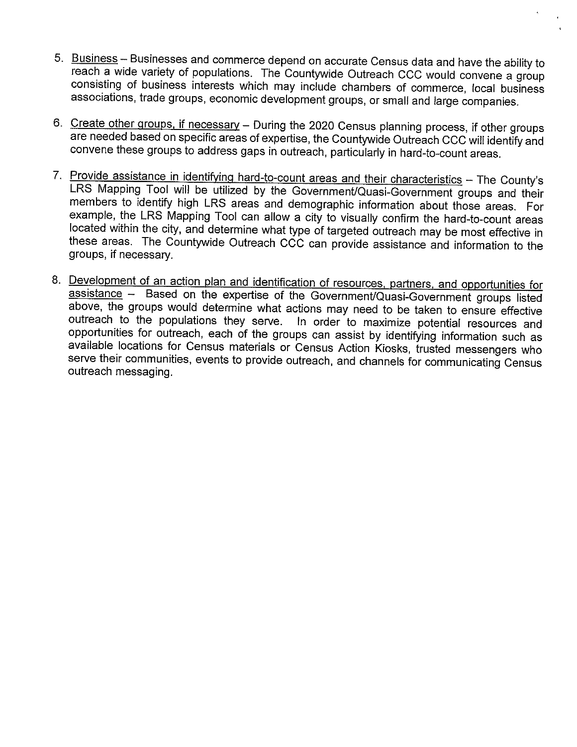5. Business – Businesses and commerce depend on accurate Census data and have the ability to reach a wide variety of populations. The Countywide Outreach CCC would convene a group consisting of business interests which may include chambers of commerce, local business associations, trade groups, economic development groups, or small and large companies.

6. Create other groups, if necessary – During the 2020 Census planning process, if other groups are needed based on specific areas of expertise, the Countywide Outreach CCC will identify and convene these groups to address gaps in outreach, particularly in hard-to-count areas.

7. Provide assistance in identifying hard-to-count areas and their characteristics – The County's LRS Mapping Tool will be utilized by the Government/Quasi-Government groups and their members to identify high LRS areas and demographic information about those areas. For example, the LRS Mapping Tool can allow a city to visually confirm the hard-to-count areas located within the city, and determine what type of targeted outreach may be most effective in these areas. The Countywide Outreach CCC can provide assistance and information to the groups, if necessary.

8. Development of an action plan and identification of resources, partners, and opportunities for assistance – Based on the expertise of the Government/Quasi-Government groups listed above, the groups would determine what actions may need to be taken to ensure effective outreach to the populations they serve. In order to maximize potential resources and opportunities for outreach, each of the groups can assist by identifying information such as available locations for Census materials or Census Action Kiosks, trusted messengers who serve their communities, events to provide outreach, and channels for communicating Census outreach messaging.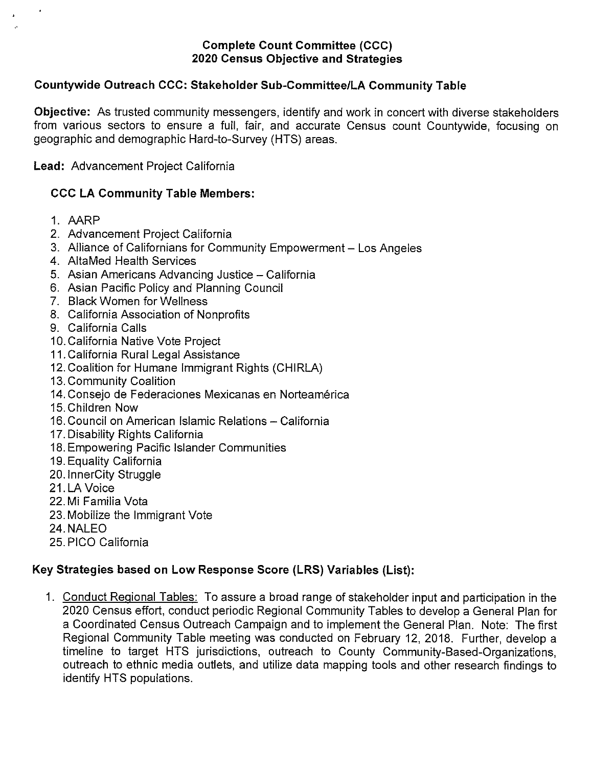**Complete Count Committee (CCC)**
**2020 Census Objective and Strategies**

## Countywide Outreach CCC: Stakeholder Sub-Committee/LA Community Table

**Objective:** As trusted community messengers, identify and work in concert with diverse stakeholders from various sectors to ensure a full, fair, and accurate Census count Countywide, focusing on geographic and demographic Hard-to-Survey (HTS) areas.

**Lead:** Advancement Project California

### CCC LA Community Table Members:

1. AARP
2. Advancement Project California
3. Alliance of Californians for Community Empowerment – Los Angeles
4. AltaMed Health Services
5. Asian Americans Advancing Justice – California
6. Asian Pacific Policy and Planning Council
7. Black Women for Wellness
8. California Association of Nonprofits
9. California Calls
10. California Native Vote Project
11. California Rural Legal Assistance
12. Coalition for Humane Immigrant Rights (CHIRLA)
13. Community Coalition
14. Consejo de Federaciones Mexicanas en Norteamérica
15. Children Now
16. Council on American Islamic Relations – California
17. Disability Rights California
18. Empowering Pacific Islander Communities
19. Equality California
20. InnerCity Struggle
21. LA Voice
22. Mi Familia Vota
23. Mobilize the Immigrant Vote
24. NALEO
25. PICO California

### Key Strategies based on Low Response Score (LRS) Variables (List):

1. <u>Conduct Regional Tables:</u> To assure a broad range of stakeholder input and participation in the 2020 Census effort, conduct periodic Regional Community Tables to develop a General Plan for a Coordinated Census Outreach Campaign and to implement the General Plan. Note: The first Regional Community Table meeting was conducted on February 12, 2018. Further, develop a timeline to target HTS jurisdictions, outreach to County Community-Based-Organizations, outreach to ethnic media outlets, and utilize data mapping tools and other research findings to identify HTS populations.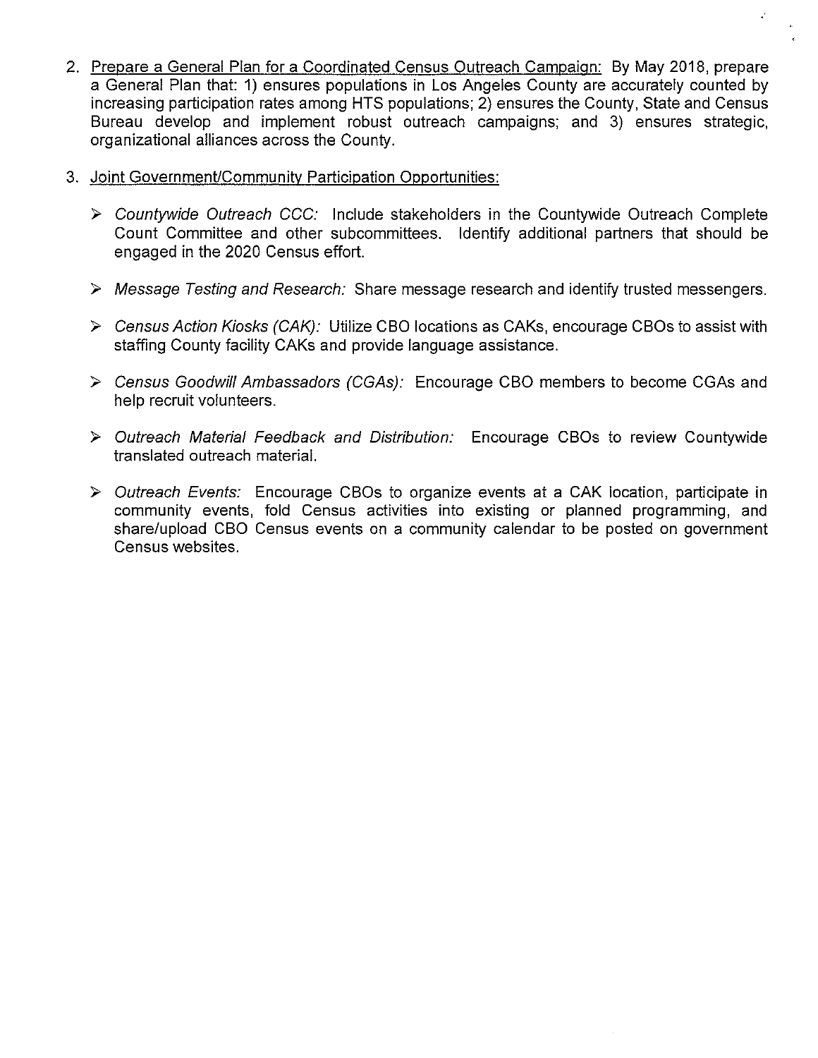2. <u>Prepare a General Plan for a Coordinated Census Outreach Campaign:</u> By May 2018, prepare a General Plan that: 1) ensures populations in Los Angeles County are accurately counted by increasing participation rates among HTS populations; 2) ensures the County, State and Census Bureau develop and implement robust outreach campaigns; and 3) ensures strategic, organizational alliances across the County.

3. <u>Joint Government/Community Participation Opportunities:</u>

   - *Countywide Outreach CCC:* Include stakeholders in the Countywide Outreach Complete Count Committee and other subcommittees. Identify additional partners that should be engaged in the 2020 Census effort.

   - *Message Testing and Research:* Share message research and identify trusted messengers.

   - *Census Action Kiosks (CAK):* Utilize CBO locations as CAKs, encourage CBOs to assist with staffing County facility CAKs and provide language assistance.

   - *Census Goodwill Ambassadors (CGAs):* Encourage CBO members to become CGAs and help recruit volunteers.

   - *Outreach Material Feedback and Distribution:* Encourage CBOs to review Countywide translated outreach material.

   - *Outreach Events:* Encourage CBOs to organize events at a CAK location, participate in community events, fold Census activities into existing or planned programming, and share/upload CBO Census events on a community calendar to be posted on government Census websites.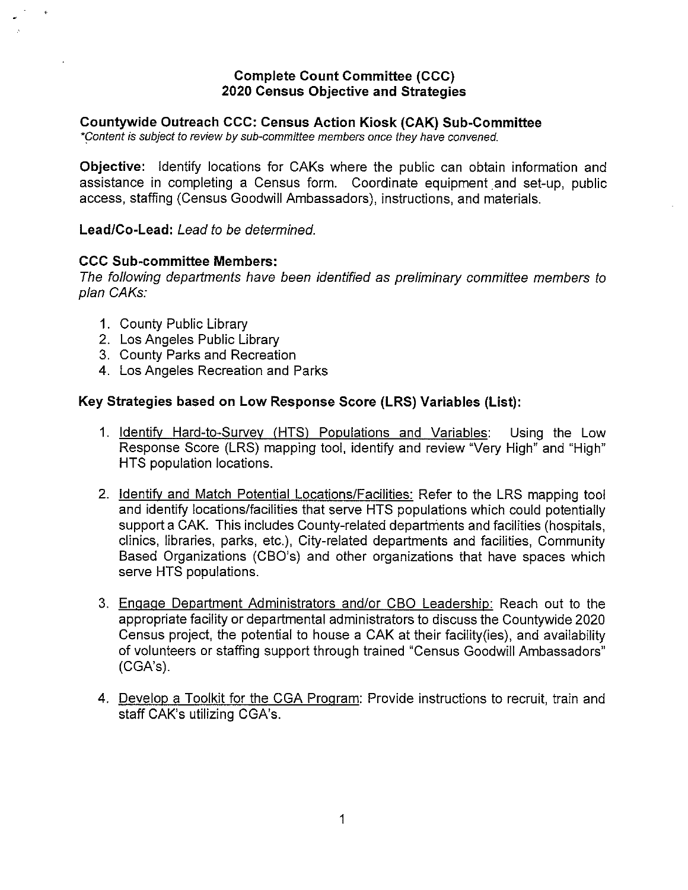**Complete Count Committee (CCC)**
**2020 Census Objective and Strategies**

**Countywide Outreach CCC: Census Action Kiosk (CAK) Sub-Committee**

*\*Content is subject to review by sub-committee members once they have convened.*

**Objective:** Identify locations for CAKs where the public can obtain information and assistance in completing a Census form. Coordinate equipment and set-up, public access, staffing (Census Goodwill Ambassadors), instructions, and materials.

**Lead/Co-Lead:** *Lead to be determined.*

**CCC Sub-committee Members:**

*The following departments have been identified as preliminary committee members to plan CAKs:*

1. County Public Library
2. Los Angeles Public Library
3. County Parks and Recreation
4. Los Angeles Recreation and Parks

**Key Strategies based on Low Response Score (LRS) Variables (List):**

1. Identify Hard-to-Survey (HTS) Populations and Variables: Using the Low Response Score (LRS) mapping tool, identify and review "Very High" and "High" HTS population locations.

2. Identify and Match Potential Locations/Facilities: Refer to the LRS mapping tool and identify locations/facilities that serve HTS populations which could potentially support a CAK. This includes County-related departments and facilities (hospitals, clinics, libraries, parks, etc.), City-related departments and facilities, Community Based Organizations (CBO's) and other organizations that have spaces which serve HTS populations.

3. Engage Department Administrators and/or CBO Leadership: Reach out to the appropriate facility or departmental administrators to discuss the Countywide 2020 Census project, the potential to house a CAK at their facility(ies), and availability of volunteers or staffing support through trained "Census Goodwill Ambassadors" (CGA's).

4. Develop a Toolkit for the CGA Program: Provide instructions to recruit, train and staff CAK's utilizing CGA's.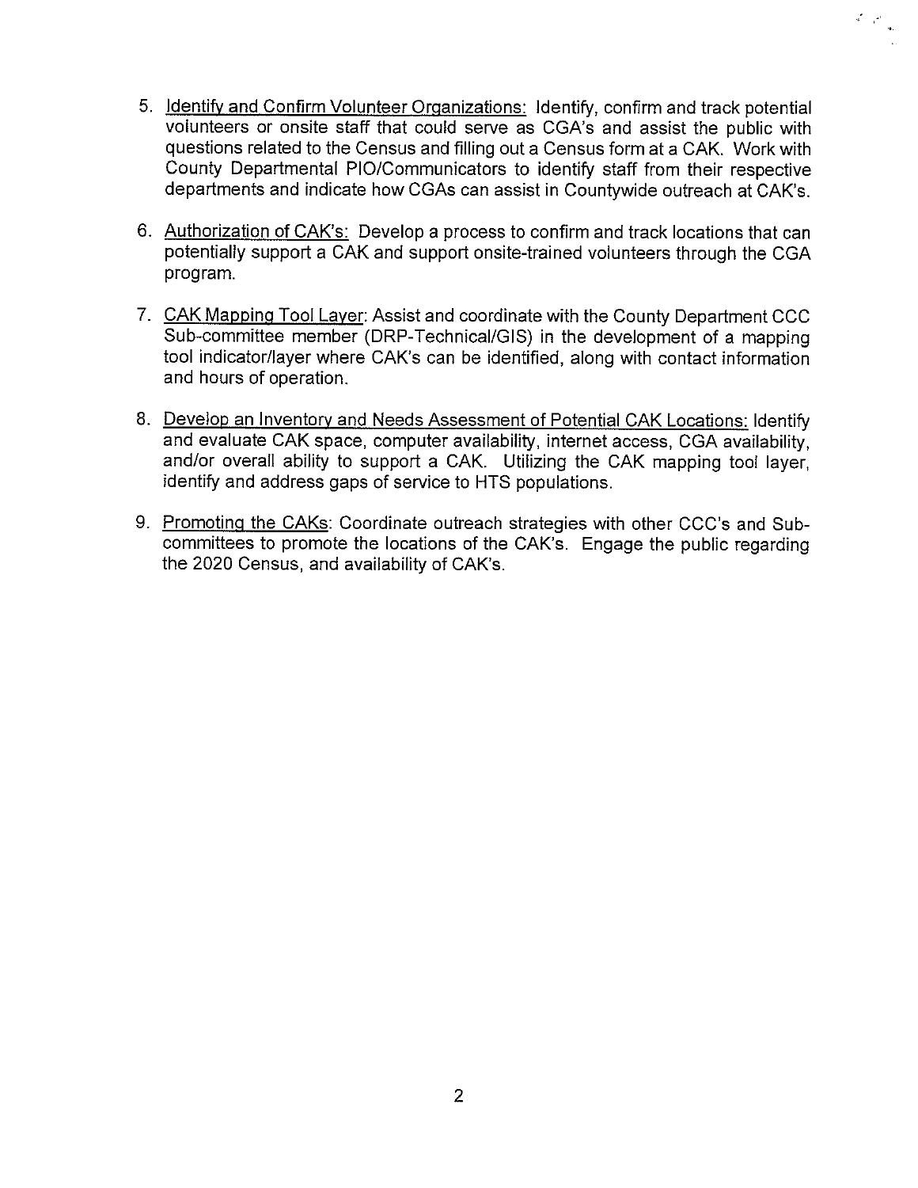5. Identify and Confirm Volunteer Organizations: Identify, confirm and track potential volunteers or onsite staff that could serve as CGA's and assist the public with questions related to the Census and filling out a Census form at a CAK. Work with County Departmental PIO/Communicators to identify staff from their respective departments and indicate how CGAs can assist in Countywide outreach at CAK's.

6. Authorization of CAK's: Develop a process to confirm and track locations that can potentially support a CAK and support onsite-trained volunteers through the CGA program.

7. CAK Mapping Tool Layer: Assist and coordinate with the County Department CCC Sub-committee member (DRP-Technical/GIS) in the development of a mapping tool indicator/layer where CAK's can be identified, along with contact information and hours of operation.

8. Develop an Inventory and Needs Assessment of Potential CAK Locations: Identify and evaluate CAK space, computer availability, internet access, CGA availability, and/or overall ability to support a CAK. Utilizing the CAK mapping tool layer, identify and address gaps of service to HTS populations.

9. Promoting the CAKs: Coordinate outreach strategies with other CCC's and Sub-committees to promote the locations of the CAK's. Engage the public regarding the 2020 Census, and availability of CAK's.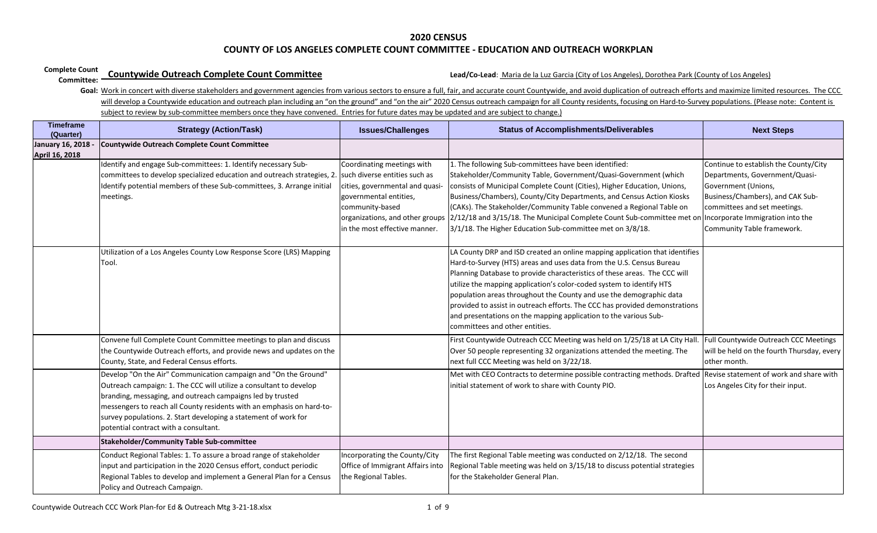# 2020 CENSUS

## COUNTY OF LOS ANGELES COMPLETE COUNT COMMITTEE - EDUCATION AND OUTREACH WORKPLAN

**Complete Count Committee:** **Countywide Outreach Complete Count Committee**

**Lead/Co-Lead**: Maria de la Luz Garcia (City of Los Angeles), Dorothea Park (County of Los Angeles)

**Goal:** Work in concert with diverse stakeholders and government agencies from various sectors to ensure a full, fair, and accurate count Countywide, and avoid duplication of outreach efforts and maximize limited resources. The CCC will develop a Countywide education and outreach plan including an "on the ground" and "on the air" 2020 Census outreach campaign for all County residents, focusing on Hard-to-Survey populations. (Please note: Content is subject to review by sub-committee members once they have convened. Entries for future dates may be updated and are subject to change.)

| Timeframe (Quarter) | Strategy (Action/Task) | Issues/Challenges | Status of Accomplishments/Deliverables | Next Steps |
|---|---|---|---|---|
| January 16, 2018 - April 16, 2018 | **Countywide Outreach Complete Count Committee** | | | |
| | Identify and engage Sub-committees: 1. Identify necessary Sub-committees to develop specialized education and outreach strategies, 2. Identify potential members of these Sub-committees, 3. Arrange initial meetings. | Coordinating meetings with such diverse entities such as cities, governmental and quasi-governmental entities, community-based organizations, and other groups in the most effective manner. | 1. The following Sub-committees have been identified: Stakeholder/Community Table, Government/Quasi-Government (which consists of Municipal Complete Count (Cities), Higher Education, Unions, Business/Chambers), County/City Departments, and Census Action Kiosks (CAKs). The Stakeholder/Community Table convened a Regional Table on 2/12/18 and 3/15/18. The Municipal Complete Count Sub-committee met on 3/1/18. The Higher Education Sub-committee met on 3/8/18. | Continue to establish the County/City Departments, Government/Quasi-Government (Unions, Business/Chambers), and CAK Sub-committees and set meetings. Incorporate Immigration into the Community Table framework. |
| | Utilization of a Los Angeles County Low Response Score (LRS) Mapping Tool. | | LA County DRP and ISD created an online mapping application that identifies Hard-to-Survey (HTS) areas and uses data from the U.S. Census Bureau Planning Database to provide characteristics of these areas. The CCC will utilize the mapping application's color-coded system to identify HTS population areas throughout the County and use the demographic data provided to assist in outreach efforts. The CCC has provided demonstrations and presentations on the mapping application to the various Sub-committees and other entities. | |
| | Convene full Complete Count Committee meetings to plan and discuss the Countywide Outreach efforts, and provide news and updates on the County, State, and Federal Census efforts. | | First Countywide Outreach CCC Meeting was held on 1/25/18 at LA City Hall. Over 50 people representing 32 organizations attended the meeting. The next full CCC Meeting was held on 3/22/18. | Full Countywide Outreach CCC Meetings will be held on the fourth Thursday, every other month. |
| | Develop "On the Air" Communication campaign and "On the Ground" Outreach campaign: 1. The CCC will utilize a consultant to develop branding, messaging, and outreach campaigns led by trusted messengers to reach all County residents with an emphasis on hard-to-survey populations. 2. Start developing a statement of work for potential contract with a consultant. | | Met with CEO Contracts to determine possible contracting methods. Drafted initial statement of work to share with County PIO. | Revise statement of work and share with Los Angeles City for their input. |
| | **Stakeholder/Community Table Sub-committee** | | | |
| | Conduct Regional Tables: 1. To assure a broad range of stakeholder input and participation in the 2020 Census effort, conduct periodic Regional Tables to develop and implement a General Plan for a Census Policy and Outreach Campaign. | Incorporating the County/City Office of Immigrant Affairs into the Regional Tables. | The first Regional Table meeting was conducted on 2/12/18. The second Regional Table meeting was held on 3/15/18 to discuss potential strategies for the Stakeholder General Plan. | |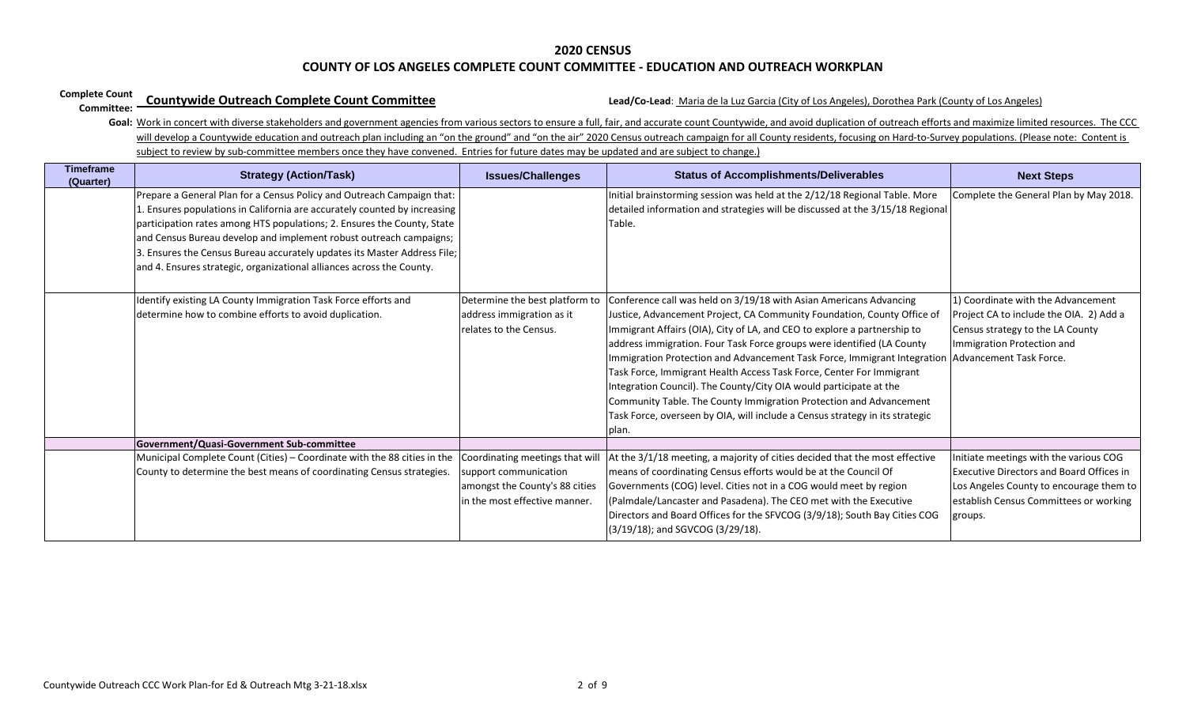## 2020 CENSUS

## COUNTY OF LOS ANGELES COMPLETE COUNT COMMITTEE - EDUCATION AND OUTREACH WORKPLAN

**Complete Count Committee:** **Countywide Outreach Complete Count Committee**

**Lead/Co-Lead**: Maria de la Luz Garcia (City of Los Angeles), Dorothea Park (County of Los Angeles)

**Goal:** Work in concert with diverse stakeholders and government agencies from various sectors to ensure a full, fair, and accurate count Countywide, and avoid duplication of outreach efforts and maximize limited resources. The CCC will develop a Countywide education and outreach plan including an "on the ground" and "on the air" 2020 Census outreach campaign for all County residents, focusing on Hard-to-Survey populations. (Please note: Content is subject to review by sub-committee members once they have convened. Entries for future dates may be updated and are subject to change.)

| Timeframe (Quarter) | Strategy (Action/Task) | Issues/Challenges | Status of Accomplishments/Deliverables | Next Steps |
|---|---|---|---|---|
| | Prepare a General Plan for a Census Policy and Outreach Campaign that: 1. Ensures populations in California are accurately counted by increasing participation rates among HTS populations; 2. Ensures the County, State and Census Bureau develop and implement robust outreach campaigns; 3. Ensures the Census Bureau accurately updates its Master Address File; and 4. Ensures strategic, organizational alliances across the County. | | Initial brainstorming session was held at the 2/12/18 Regional Table. More detailed information and strategies will be discussed at the 3/15/18 Regional Table. | Complete the General Plan by May 2018. |
| | Identify existing LA County Immigration Task Force efforts and determine how to combine efforts to avoid duplication. | Determine the best platform to address immigration as it relates to the Census. | Conference call was held on 3/19/18 with Asian Americans Advancing Justice, Advancement Project, CA Community Foundation, County Office of Immigrant Affairs (OIA), City of LA, and CEO to explore a partnership to address immigration. Four Task Force groups were identified (LA County Immigration Protection and Advancement Task Force, Immigrant Integration Task Force, Immigrant Health Access Task Force, Center For Immigrant Integration Council). The County/City OIA would participate at the Community Table. The County Immigration Protection and Advancement Task Force, overseen by OIA, will include a Census strategy in its strategic plan. | 1) Coordinate with the Advancement Project CA to include the OIA. 2) Add a Census strategy to the LA County Immigration Protection and Advancement Task Force. |
| | **Government/Quasi-Government Sub-committee** | | | |
| | Municipal Complete Count (Cities) – Coordinate with the 88 cities in the County to determine the best means of coordinating Census strategies. | Coordinating meetings that will support communication amongst the County's 88 cities in the most effective manner. | At the 3/1/18 meeting, a majority of cities decided that the most effective means of coordinating Census efforts would be at the Council Of Governments (COG) level. Cities not in a COG would meet by region (Palmdale/Lancaster and Pasadena). The CEO met with the Executive Directors and Board Offices for the SFVCOG (3/9/18); South Bay Cities COG (3/19/18); and SGVCOG (3/29/18). | Initiate meetings with the various COG Executive Directors and Board Offices in Los Angeles County to encourage them to establish Census Committees or working groups. |

Countywide Outreach CCC Work Plan-for Ed & Outreach Mtg 3-21-18.xlsx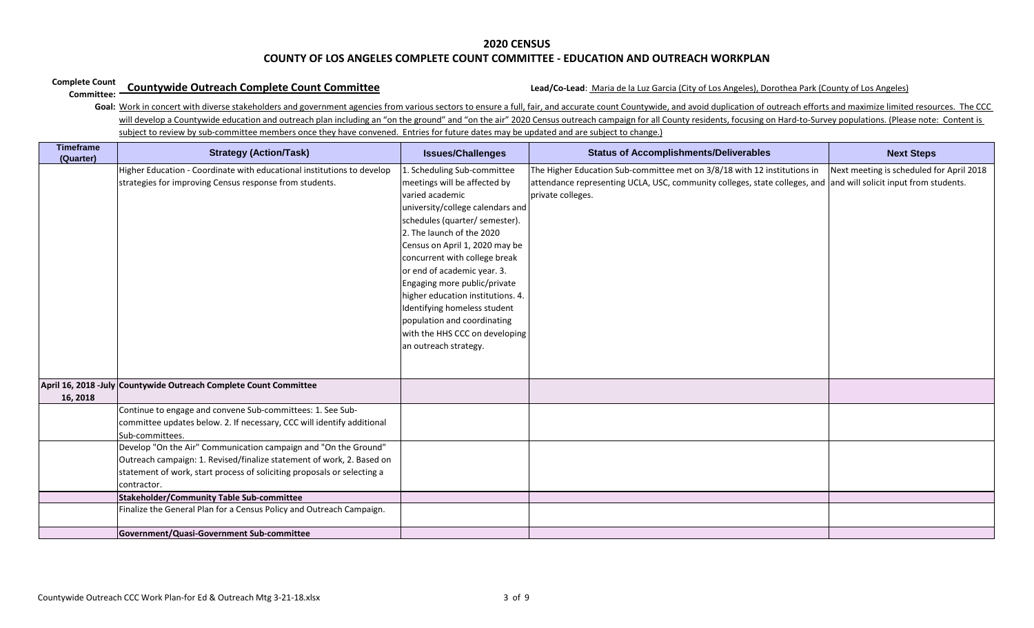## 2020 CENSUS

## COUNTY OF LOS ANGELES COMPLETE COUNT COMMITTEE - EDUCATION AND OUTREACH WORKPLAN

**Complete Count Committee:** **Countywide Outreach Complete Count Committee**

**Lead/Co-Lead**: Maria de la Luz Garcia (City of Los Angeles), Dorothea Park (County of Los Angeles)

**Goal:** Work in concert with diverse stakeholders and government agencies from various sectors to ensure a full, fair, and accurate count Countywide, and avoid duplication of outreach efforts and maximize limited resources. The CCC will develop a Countywide education and outreach plan including an "on the ground" and "on the air" 2020 Census outreach campaign for all County residents, focusing on Hard-to-Survey populations. (Please note: Content is subject to review by sub-committee members once they have convened. Entries for future dates may be updated and are subject to change.)

| Timeframe (Quarter) | Strategy (Action/Task) | Issues/Challenges | Status of Accomplishments/Deliverables | Next Steps |
|---|---|---|---|---|
| | Higher Education - Coordinate with educational institutions to develop strategies for improving Census response from students. | 1. Scheduling Sub-committee meetings will be affected by varied academic university/college calendars and schedules (quarter/ semester). 2. The launch of the 2020 Census on April 1, 2020 may be concurrent with college break or end of academic year. 3. Engaging more public/private higher education institutions. 4. Identifying homeless student population and coordinating with the HHS CCC on developing an outreach strategy. | The Higher Education Sub-committee met on 3/8/18 with 12 institutions in attendance representing UCLA, USC, community colleges, state colleges, and private colleges. | Next meeting is scheduled for April 2018 and will solicit input from students. |
| April 16, 2018 -July 16, 2018 | **Countywide Outreach Complete Count Committee** | | | |
| | Continue to engage and convene Sub-committees: 1. See Sub-committee updates below. 2. If necessary, CCC will identify additional Sub-committees. | | | |
| | Develop "On the Air" Communication campaign and "On the Ground" Outreach campaign: 1. Revised/finalize statement of work, 2. Based on statement of work, start process of soliciting proposals or selecting a contractor. | | | |
| | **Stakeholder/Community Table Sub-committee** | | | |
| | Finalize the General Plan for a Census Policy and Outreach Campaign. | | | |
| | **Government/Quasi-Government Sub-committee** | | | |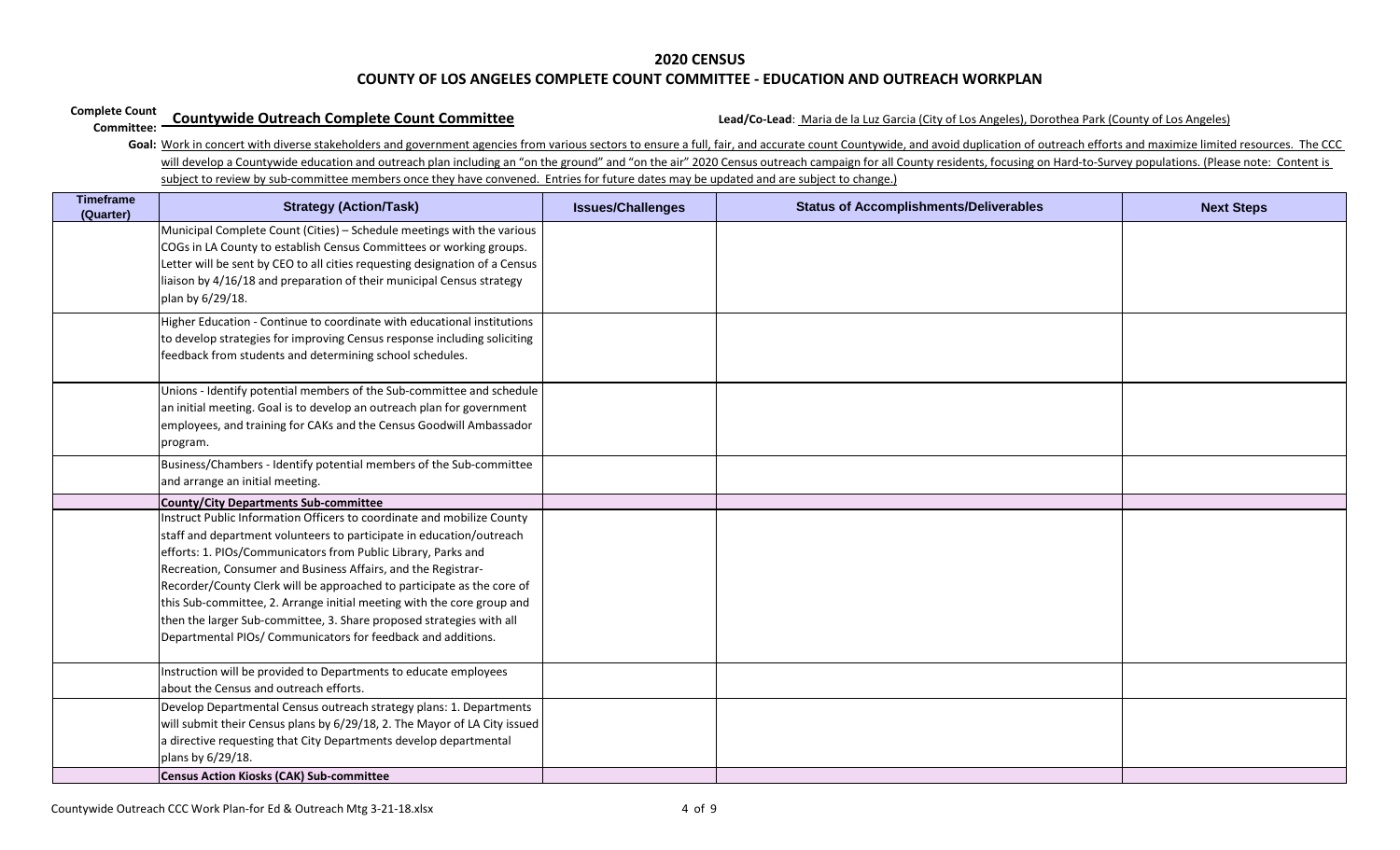# 2020 CENSUS

# COUNTY OF LOS ANGELES COMPLETE COUNT COMMITTEE - EDUCATION AND OUTREACH WORKPLAN

**Complete Count Committee:** **Countywide Outreach Complete Count Committee**

**Lead/Co-Lead**: Maria de la Luz Garcia (City of Los Angeles), Dorothea Park (County of Los Angeles)

**Goal:** Work in concert with diverse stakeholders and government agencies from various sectors to ensure a full, fair, and accurate count Countywide, and avoid duplication of outreach efforts and maximize limited resources. The CCC will develop a Countywide education and outreach plan including an "on the ground" and "on the air" 2020 Census outreach campaign for all County residents, focusing on Hard-to-Survey populations. (Please note: Content is subject to review by sub-committee members once they have convened. Entries for future dates may be updated and are subject to change.)

| Timeframe (Quarter) | Strategy (Action/Task) | Issues/Challenges | Status of Accomplishments/Deliverables | Next Steps |
|---|---|---|---|---|
| | Municipal Complete Count (Cities) – Schedule meetings with the various COGs in LA County to establish Census Committees or working groups. Letter will be sent by CEO to all cities requesting designation of a Census liaison by 4/16/18 and preparation of their municipal Census strategy plan by 6/29/18. | | | |
| | Higher Education - Continue to coordinate with educational institutions to develop strategies for improving Census response including soliciting feedback from students and determining school schedules. | | | |
| | Unions - Identify potential members of the Sub-committee and schedule an initial meeting. Goal is to develop an outreach plan for government employees, and training for CAKs and the Census Goodwill Ambassador program. | | | |
| | Business/Chambers - Identify potential members of the Sub-committee and arrange an initial meeting. | | | |
| | **County/City Departments Sub-committee** | | | |
| | Instruct Public Information Officers to coordinate and mobilize County staff and department volunteers to participate in education/outreach efforts: 1. PIOs/Communicators from Public Library, Parks and Recreation, Consumer and Business Affairs, and the Registrar-Recorder/County Clerk will be approached to participate as the core of this Sub-committee, 2. Arrange initial meeting with the core group and then the larger Sub-committee, 3. Share proposed strategies with all Departmental PIOs/ Communicators for feedback and additions. | | | |
| | Instruction will be provided to Departments to educate employees about the Census and outreach efforts. | | | |
| | Develop Departmental Census outreach strategy plans: 1. Departments will submit their Census plans by 6/29/18, 2. The Mayor of LA City issued a directive requesting that City Departments develop departmental plans by 6/29/18. | | | |
| | **Census Action Kiosks (CAK) Sub-committee** | | | |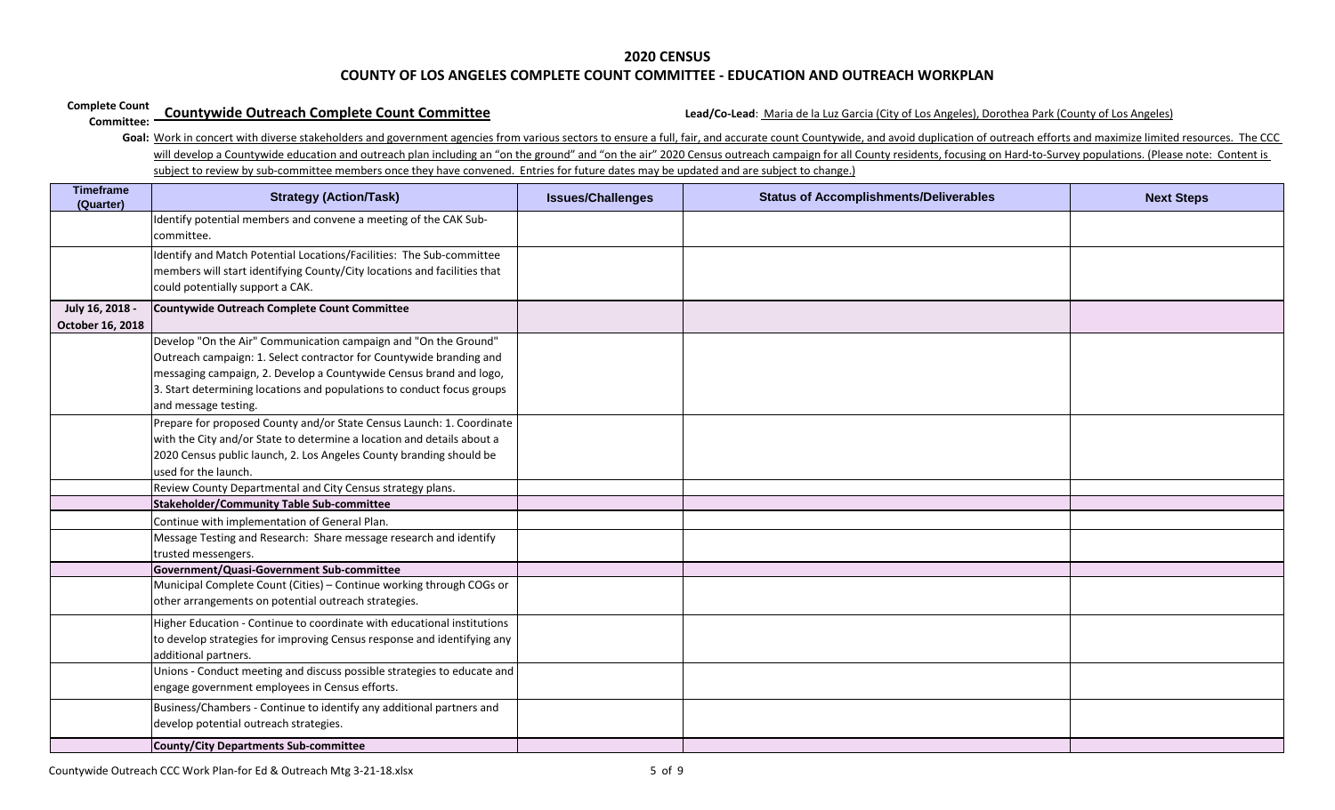## 2020 CENSUS

## COUNTY OF LOS ANGELES COMPLETE COUNT COMMITTEE - EDUCATION AND OUTREACH WORKPLAN

**Complete Count Committee:** **Countywide Outreach Complete Count Committee**

**Lead/Co-Lead**: Maria de la Luz Garcia (City of Los Angeles), Dorothea Park (County of Los Angeles)

**Goal:** Work in concert with diverse stakeholders and government agencies from various sectors to ensure a full, fair, and accurate count Countywide, and avoid duplication of outreach efforts and maximize limited resources. The CCC will develop a Countywide education and outreach plan including an "on the ground" and "on the air" 2020 Census outreach campaign for all County residents, focusing on Hard-to-Survey populations. (Please note: Content is subject to review by sub-committee members once they have convened. Entries for future dates may be updated and are subject to change.)

| Timeframe (Quarter) | Strategy (Action/Task) | Issues/Challenges | Status of Accomplishments/Deliverables | Next Steps |
|---|---|---|---|---|
| | Identify potential members and convene a meeting of the CAK Sub-committee. | | | |
| | Identify and Match Potential Locations/Facilities: The Sub-committee members will start identifying County/City locations and facilities that could potentially support a CAK. | | | |
| **July 16, 2018 - October 16, 2018** | **Countywide Outreach Complete Count Committee** | | | |
| | Develop "On the Air" Communication campaign and "On the Ground" Outreach campaign: 1. Select contractor for Countywide branding and messaging campaign, 2. Develop a Countywide Census brand and logo, 3. Start determining locations and populations to conduct focus groups and message testing. | | | |
| | Prepare for proposed County and/or State Census Launch: 1. Coordinate with the City and/or State to determine a location and details about a 2020 Census public launch, 2. Los Angeles County branding should be used for the launch. | | | |
| | Review County Departmental and City Census strategy plans. | | | |
| | **Stakeholder/Community Table Sub-committee** | | | |
| | Continue with implementation of General Plan. | | | |
| | Message Testing and Research: Share message research and identify trusted messengers. | | | |
| | **Government/Quasi-Government Sub-committee** | | | |
| | Municipal Complete Count (Cities) – Continue working through COGs or other arrangements on potential outreach strategies. | | | |
| | Higher Education - Continue to coordinate with educational institutions to develop strategies for improving Census response and identifying any additional partners. | | | |
| | Unions - Conduct meeting and discuss possible strategies to educate and engage government employees in Census efforts. | | | |
| | Business/Chambers - Continue to identify any additional partners and develop potential outreach strategies. | | | |
| | **County/City Departments Sub-committee** | | | |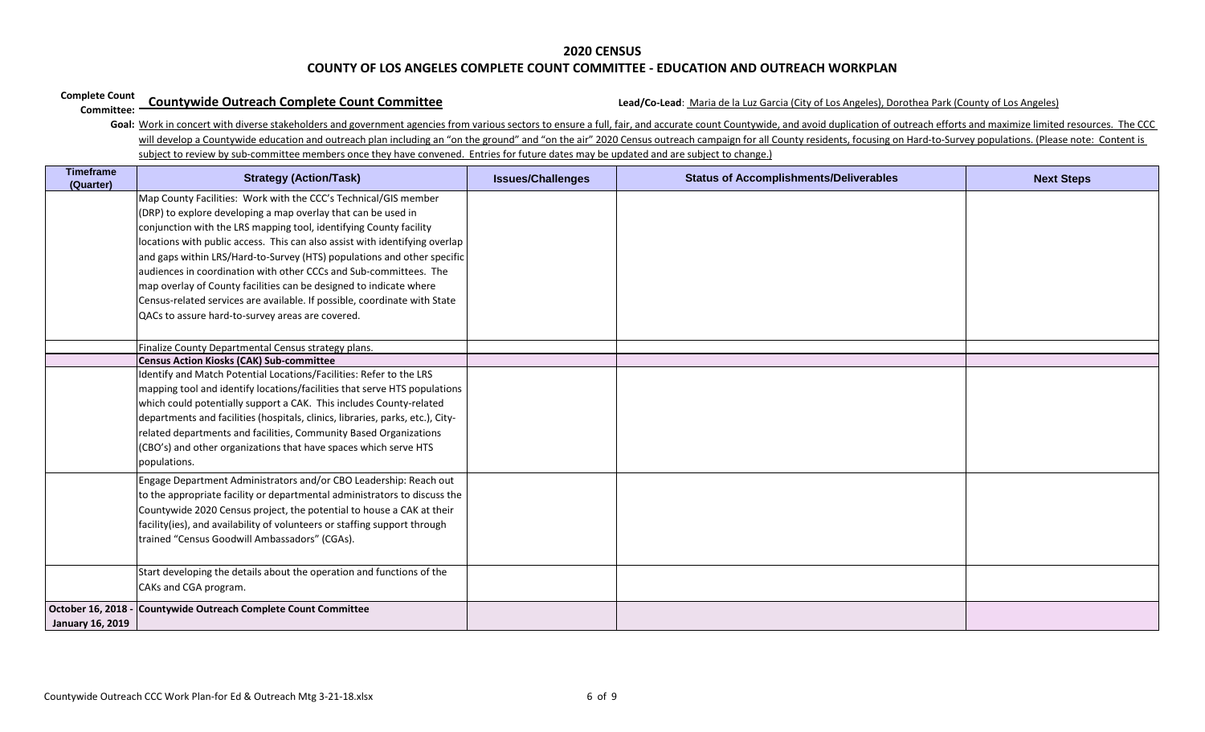## 2020 CENSUS

## COUNTY OF LOS ANGELES COMPLETE COUNT COMMITTEE - EDUCATION AND OUTREACH WORKPLAN

**Complete Count Committee:** **Countywide Outreach Complete Count Committee**

**Lead/Co-Lead**: Maria de la Luz Garcia (City of Los Angeles), Dorothea Park (County of Los Angeles)

**Goal:** Work in concert with diverse stakeholders and government agencies from various sectors to ensure a full, fair, and accurate count Countywide, and avoid duplication of outreach efforts and maximize limited resources. The CCC will develop a Countywide education and outreach plan including an "on the ground" and "on the air" 2020 Census outreach campaign for all County residents, focusing on Hard-to-Survey populations. (Please note: Content is subject to review by sub-committee members once they have convened. Entries for future dates may be updated and are subject to change.)

| Timeframe (Quarter) | Strategy (Action/Task) | Issues/Challenges | Status of Accomplishments/Deliverables | Next Steps |
|---|---|---|---|---|
| | Map County Facilities: Work with the CCC's Technical/GIS member (DRP) to explore developing a map overlay that can be used in conjunction with the LRS mapping tool, identifying County facility locations with public access. This can also assist with identifying overlap and gaps within LRS/Hard-to-Survey (HTS) populations and other specific audiences in coordination with other CCCs and Sub-committees. The map overlay of County facilities can be designed to indicate where Census-related services are available. If possible, coordinate with State QACs to assure hard-to-survey areas are covered. | | | |
| | Finalize County Departmental Census strategy plans. | | | |
| | **Census Action Kiosks (CAK) Sub-committee** | | | |
| | Identify and Match Potential Locations/Facilities: Refer to the LRS mapping tool and identify locations/facilities that serve HTS populations which could potentially support a CAK. This includes County-related departments and facilities (hospitals, clinics, libraries, parks, etc.), City-related departments and facilities, Community Based Organizations (CBO's) and other organizations that have spaces which serve HTS populations. | | | |
| | Engage Department Administrators and/or CBO Leadership: Reach out to the appropriate facility or departmental administrators to discuss the Countywide 2020 Census project, the potential to house a CAK at their facility(ies), and availability of volunteers or staffing support through trained "Census Goodwill Ambassadors" (CGAs). | | | |
| | Start developing the details about the operation and functions of the CAKs and CGA program. | | | |
| **October 16, 2018 - January 16, 2019** | **Countywide Outreach Complete Count Committee** | | | |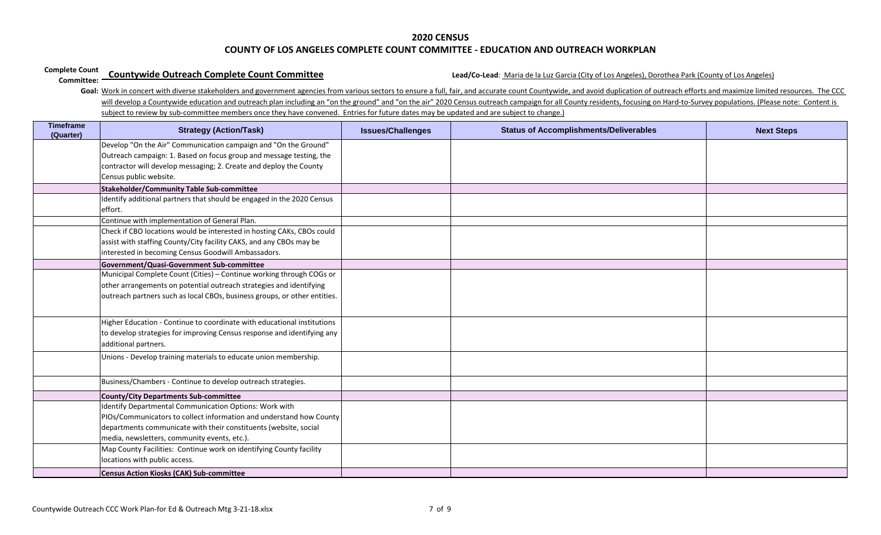# 2020 CENSUS

## COUNTY OF LOS ANGELES COMPLETE COUNT COMMITTEE - EDUCATION AND OUTREACH WORKPLAN

**Complete Count Committee:** **Countywide Outreach Complete Count Committee**

**Lead/Co-Lead**: Maria de la Luz Garcia (City of Los Angeles), Dorothea Park (County of Los Angeles)

**Goal:** Work in concert with diverse stakeholders and government agencies from various sectors to ensure a full, fair, and accurate count Countywide, and avoid duplication of outreach efforts and maximize limited resources. The CCC will develop a Countywide education and outreach plan including an "on the ground" and "on the air" 2020 Census outreach campaign for all County residents, focusing on Hard-to-Survey populations. (Please note: Content is subject to review by sub-committee members once they have convened. Entries for future dates may be updated and are subject to change.)

| Timeframe (Quarter) | Strategy (Action/Task) | Issues/Challenges | Status of Accomplishments/Deliverables | Next Steps |
|---|---|---|---|---|
| | Develop "On the Air" Communication campaign and "On the Ground" Outreach campaign: 1. Based on focus group and message testing, the contractor will develop messaging; 2. Create and deploy the County Census public website. | | | |
| | **Stakeholder/Community Table Sub-committee** | | | |
| | Identify additional partners that should be engaged in the 2020 Census effort. | | | |
| | Continue with implementation of General Plan. | | | |
| | Check if CBO locations would be interested in hosting CAKs, CBOs could assist with staffing County/City facility CAKS, and any CBOs may be interested in becoming Census Goodwill Ambassadors. | | | |
| | **Government/Quasi-Government Sub-committee** | | | |
| | Municipal Complete Count (Cities) – Continue working through COGs or other arrangements on potential outreach strategies and identifying outreach partners such as local CBOs, business groups, or other entities. | | | |
| | Higher Education - Continue to coordinate with educational institutions to develop strategies for improving Census response and identifying any additional partners. | | | |
| | Unions - Develop training materials to educate union membership. | | | |
| | Business/Chambers - Continue to develop outreach strategies. | | | |
| | **County/City Departments Sub-committee** | | | |
| | Identify Departmental Communication Options: Work with PIOs/Communicators to collect information and understand how County departments communicate with their constituents (website, social media, newsletters, community events, etc.). | | | |
| | Map County Facilities: Continue work on identifying County facility locations with public access. | | | |
| | **Census Action Kiosks (CAK) Sub-committee** | | | |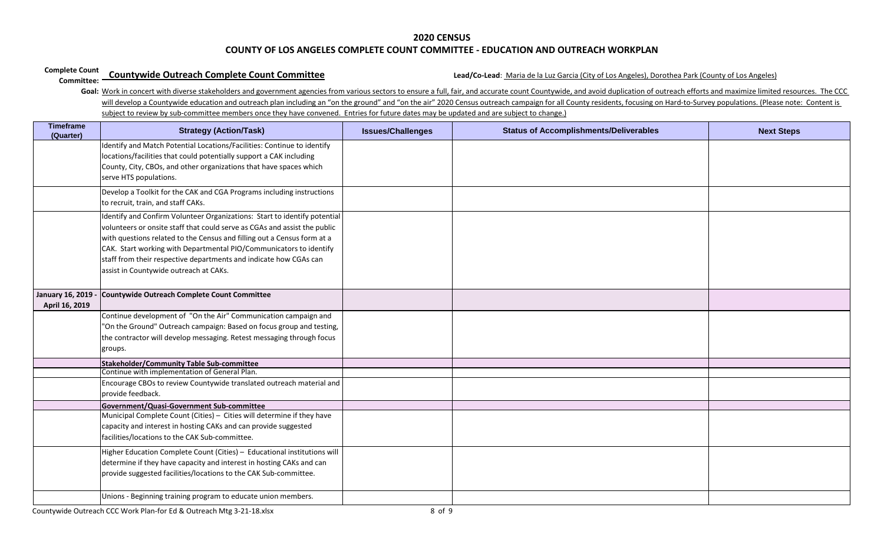# 2020 CENSUS

## COUNTY OF LOS ANGELES COMPLETE COUNT COMMITTEE - EDUCATION AND OUTREACH WORKPLAN

**Complete Count Committee:** **Countywide Outreach Complete Count Committee**

**Lead/Co-Lead**: Maria de la Luz Garcia (City of Los Angeles), Dorothea Park (County of Los Angeles)

**Goal:** Work in concert with diverse stakeholders and government agencies from various sectors to ensure a full, fair, and accurate count Countywide, and avoid duplication of outreach efforts and maximize limited resources. The CCC will develop a Countywide education and outreach plan including an "on the ground" and "on the air" 2020 Census outreach campaign for all County residents, focusing on Hard-to-Survey populations. (Please note: Content is subject to review by sub-committee members once they have convened. Entries for future dates may be updated and are subject to change.)

| Timeframe (Quarter) | Strategy (Action/Task) | Issues/Challenges | Status of Accomplishments/Deliverables | Next Steps |
|---|---|---|---|---|
| | Identify and Match Potential Locations/Facilities: Continue to identify locations/facilities that could potentially support a CAK including County, City, CBOs, and other organizations that have spaces which serve HTS populations. | | | |
| | Develop a Toolkit for the CAK and CGA Programs including instructions to recruit, train, and staff CAKs. | | | |
| | Identify and Confirm Volunteer Organizations: Start to identify potential volunteers or onsite staff that could serve as CGAs and assist the public with questions related to the Census and filling out a Census form at a CAK. Start working with Departmental PIO/Communicators to identify staff from their respective departments and indicate how CGAs can assist in Countywide outreach at CAKs. | | | |
| **January 16, 2019 - April 16, 2019** | **Countywide Outreach Complete Count Committee** | | | |
| | Continue development of "On the Air" Communication campaign and "On the Ground" Outreach campaign: Based on focus group and testing, the contractor will develop messaging. Retest messaging through focus groups. | | | |
| | **Stakeholder/Community Table Sub-committee** | | | |
| | Continue with implementation of General Plan. | | | |
| | Encourage CBOs to review Countywide translated outreach material and provide feedback. | | | |
| | **Government/Quasi-Government Sub-committee** | | | |
| | Municipal Complete Count (Cities) – Cities will determine if they have capacity and interest in hosting CAKs and can provide suggested facilities/locations to the CAK Sub-committee. | | | |
| | Higher Education Complete Count (Cities) – Educational institutions will determine if they have capacity and interest in hosting CAKs and can provide suggested facilities/locations to the CAK Sub-committee. | | | |
| | Unions - Beginning training program to educate union members. | | | |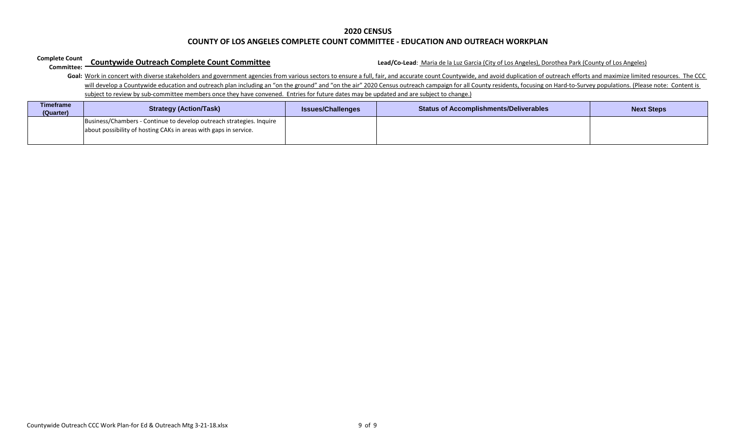## 2020 CENSUS

## COUNTY OF LOS ANGELES COMPLETE COUNT COMMITTEE - EDUCATION AND OUTREACH WORKPLAN

**Complete Count Committee:** **Countywide Outreach Complete Count Committee**

**Lead/Co-Lead**: Maria de la Luz Garcia (City of Los Angeles), Dorothea Park (County of Los Angeles)

**Goal:** Work in concert with diverse stakeholders and government agencies from various sectors to ensure a full, fair, and accurate count Countywide, and avoid duplication of outreach efforts and maximize limited resources. The CCC will develop a Countywide education and outreach plan including an "on the ground" and "on the air" 2020 Census outreach campaign for all County residents, focusing on Hard-to-Survey populations. (Please note: Content is subject to review by sub-committee members once they have convened. Entries for future dates may be updated and are subject to change.)

| Timeframe (Quarter) | Strategy (Action/Task) | Issues/Challenges | Status of Accomplishments/Deliverables | Next Steps |
|---|---|---|---|---|
| | Business/Chambers - Continue to develop outreach strategies. Inquire about possibility of hosting CAKs in areas with gaps in service. | | | |

Countywide Outreach CCC Work Plan-for Ed & Outreach Mtg 3-21-18.xlsx